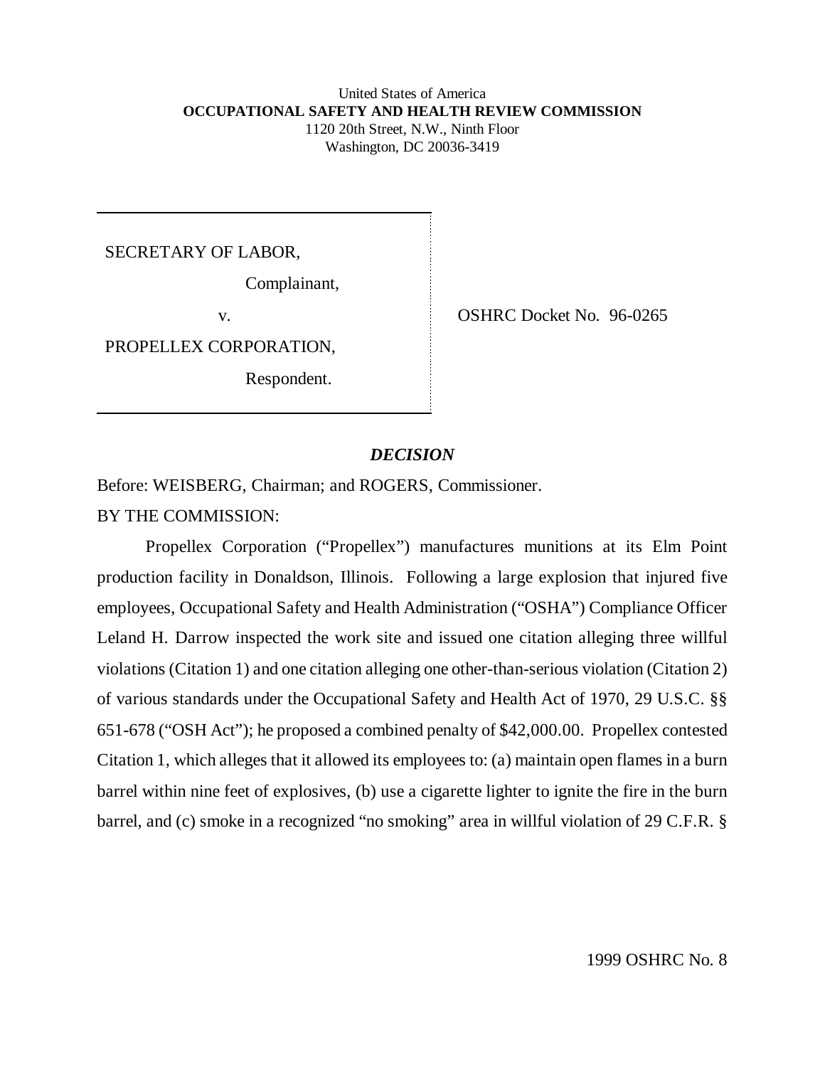United States of America
**OCCUPATIONAL SAFETY AND HEALTH REVIEW COMMISSION**
1120 20th Street, N.W., Ninth Floor
Washington, DC 20036-3419

| | |
|---|---|
| SECRETARY OF LABOR,<br><br>Complainant,<br><br>v.<br><br>PROPELLEX CORPORATION,<br><br>Respondent. | OSHRC Docket No. 96-0265 |

## *DECISION*

Before: WEISBERG, Chairman; and ROGERS, Commissioner.

BY THE COMMISSION:

Propellex Corporation ("Propellex") manufactures munitions at its Elm Point production facility in Donaldson, Illinois. Following a large explosion that injured five employees, Occupational Safety and Health Administration ("OSHA") Compliance Officer Leland H. Darrow inspected the work site and issued one citation alleging three willful violations (Citation 1) and one citation alleging one other-than-serious violation (Citation 2) of various standards under the Occupational Safety and Health Act of 1970, 29 U.S.C. §§ 651-678 ("OSH Act"); he proposed a combined penalty of $42,000.00. Propellex contested Citation 1, which alleges that it allowed its employees to: (a) maintain open flames in a burn barrel within nine feet of explosives, (b) use a cigarette lighter to ignite the fire in the burn barrel, and (c) smoke in a recognized "no smoking" area in willful violation of 29 C.F.R. §

1999 OSHRC No. 8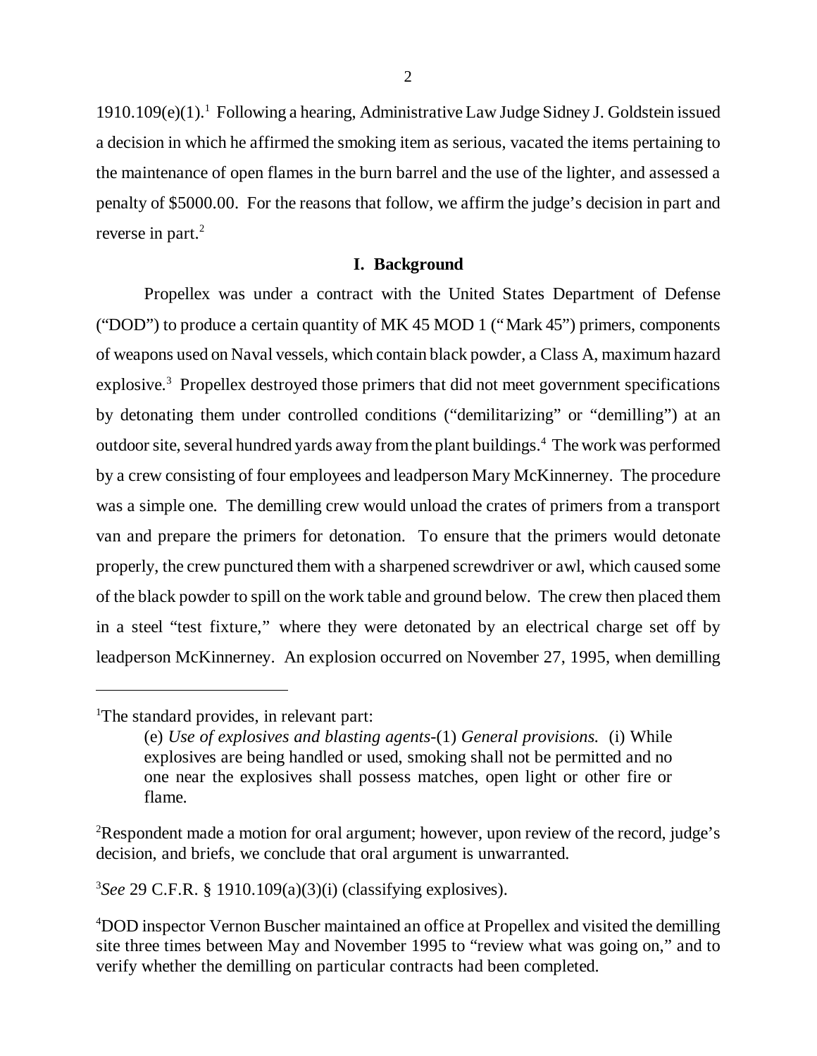1910.109(e)(1).[1] Following a hearing, Administrative Law Judge Sidney J. Goldstein issued a decision in which he affirmed the smoking item as serious, vacated the items pertaining to the maintenance of open flames in the burn barrel and the use of the lighter, and assessed a penalty of $5000.00. For the reasons that follow, we affirm the judge's decision in part and reverse in part.[2]

## I. Background

Propellex was under a contract with the United States Department of Defense ("DOD") to produce a certain quantity of MK 45 MOD 1 ("Mark 45") primers, components of weapons used on Naval vessels, which contain black powder, a Class A, maximum hazard explosive.[3] Propellex destroyed those primers that did not meet government specifications by detonating them under controlled conditions ("demilitarizing" or "demilling") at an outdoor site, several hundred yards away from the plant buildings.[4] The work was performed by a crew consisting of four employees and leadperson Mary McKinnerney. The procedure was a simple one. The demilling crew would unload the crates of primers from a transport van and prepare the primers for detonation. To ensure that the primers would detonate properly, the crew punctured them with a sharpened screwdriver or awl, which caused some of the black powder to spill on the work table and ground below. The crew then placed them in a steel "test fixture," where they were detonated by an electrical charge set off by leadperson McKinnerney. An explosion occurred on November 27, 1995, when demilling

---

[1]The standard provides, in relevant part:

> (e) *Use of explosives and blasting agents*-(1) *General provisions.* (i) While explosives are being handled or used, smoking shall not be permitted and no one near the explosives shall possess matches, open light or other fire or flame.

[2]Respondent made a motion for oral argument; however, upon review of the record, judge's decision, and briefs, we conclude that oral argument is unwarranted.

[3]*See* 29 C.F.R. § 1910.109(a)(3)(i) (classifying explosives).

[4]DOD inspector Vernon Buscher maintained an office at Propellex and visited the demilling site three times between May and November 1995 to "review what was going on," and to verify whether the demilling on particular contracts had been completed.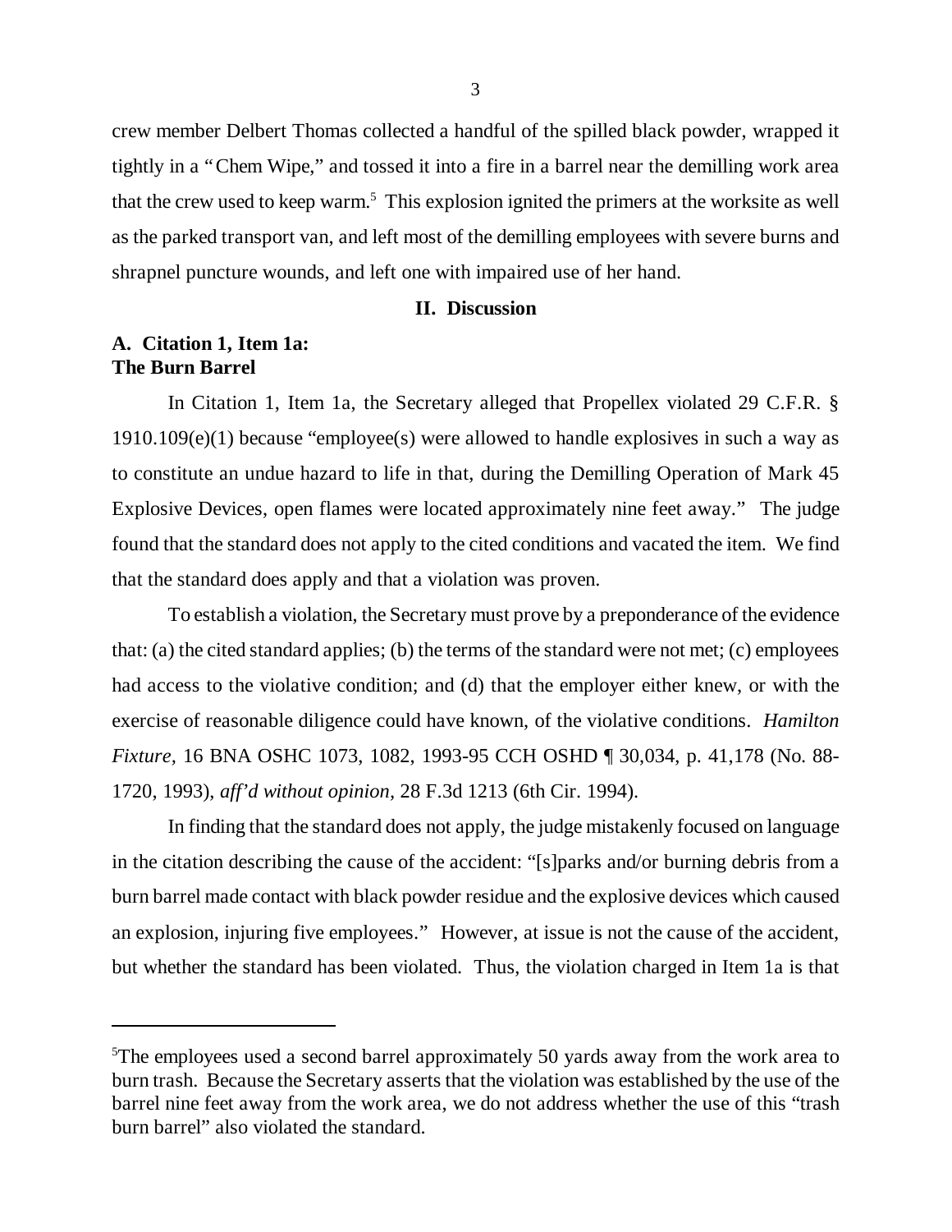crew member Delbert Thomas collected a handful of the spilled black powder, wrapped it tightly in a "Chem Wipe," and tossed it into a fire in a barrel near the demilling work area that the crew used to keep warm.[5] This explosion ignited the primers at the worksite as well as the parked transport van, and left most of the demilling employees with severe burns and shrapnel puncture wounds, and left one with impaired use of her hand.

## II. Discussion

### A. Citation 1, Item 1a: The Burn Barrel

In Citation 1, Item 1a, the Secretary alleged that Propellex violated 29 C.F.R. § 1910.109(e)(1) because "employee(s) were allowed to handle explosives in such a way as to constitute an undue hazard to life in that, during the Demilling Operation of Mark 45 Explosive Devices, open flames were located approximately nine feet away." The judge found that the standard does not apply to the cited conditions and vacated the item. We find that the standard does apply and that a violation was proven.

To establish a violation, the Secretary must prove by a preponderance of the evidence that: (a) the cited standard applies; (b) the terms of the standard were not met; (c) employees had access to the violative condition; and (d) that the employer either knew, or with the exercise of reasonable diligence could have known, of the violative conditions. *Hamilton Fixture*, 16 BNA OSHC 1073, 1082, 1993-95 CCH OSHD ¶ 30,034, p. 41,178 (No. 88-1720, 1993), *aff'd without opinion*, 28 F.3d 1213 (6th Cir. 1994).

In finding that the standard does not apply, the judge mistakenly focused on language in the citation describing the cause of the accident: "[s]parks and/or burning debris from a burn barrel made contact with black powder residue and the explosive devices which caused an explosion, injuring five employees." However, at issue is not the cause of the accident, but whether the standard has been violated. Thus, the violation charged in Item 1a is that

[5] The employees used a second barrel approximately 50 yards away from the work area to burn trash. Because the Secretary asserts that the violation was established by the use of the barrel nine feet away from the work area, we do not address whether the use of this "trash burn barrel" also violated the standard.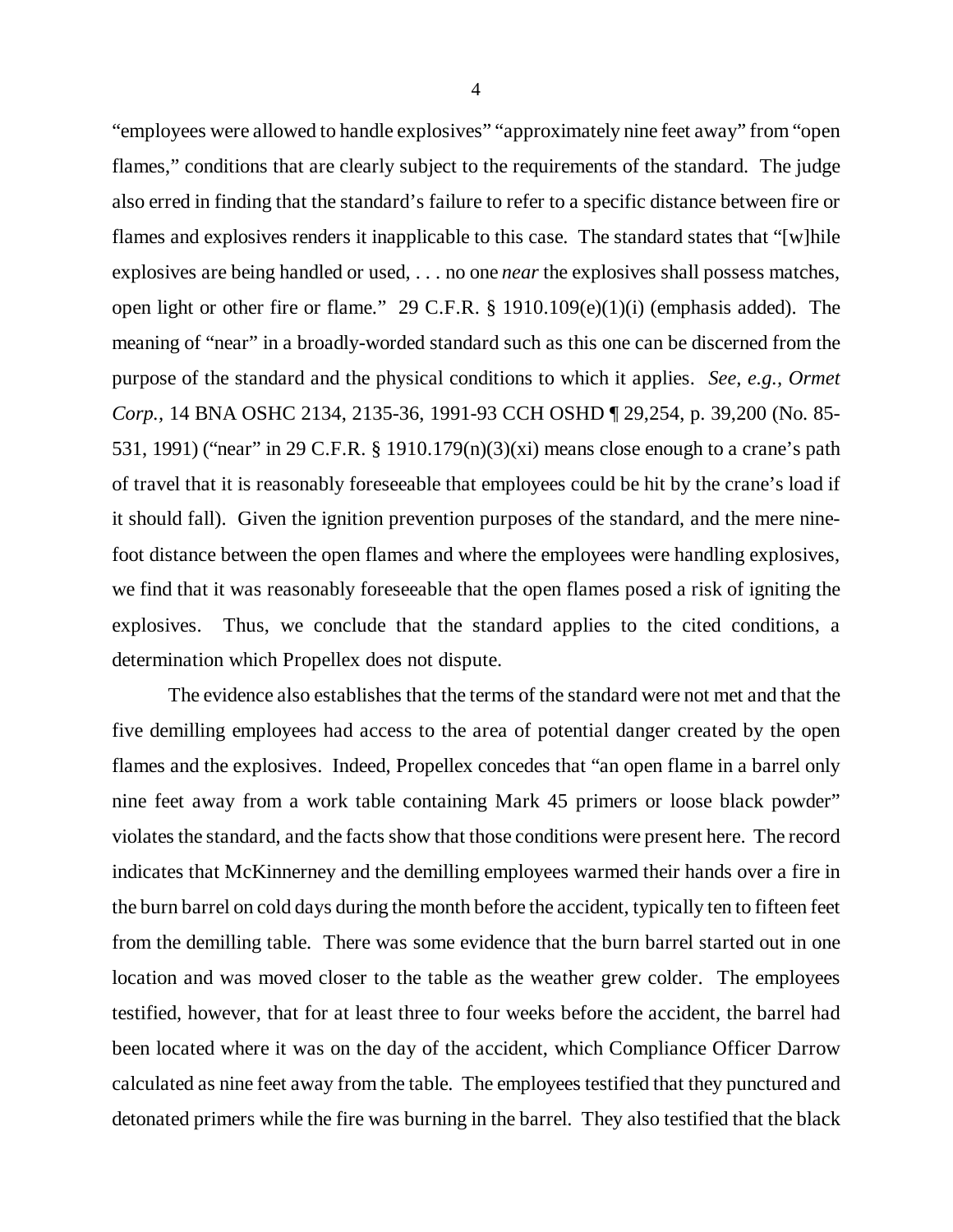"employees were allowed to handle explosives" "approximately nine feet away" from "open flames," conditions that are clearly subject to the requirements of the standard. The judge also erred in finding that the standard's failure to refer to a specific distance between fire or flames and explosives renders it inapplicable to this case. The standard states that "[w]hile explosives are being handled or used, . . . no one *near* the explosives shall possess matches, open light or other fire or flame." 29 C.F.R. § 1910.109(e)(1)(i) (emphasis added). The meaning of "near" in a broadly-worded standard such as this one can be discerned from the purpose of the standard and the physical conditions to which it applies. *See, e.g., Ormet Corp.,* 14 BNA OSHC 2134, 2135-36, 1991-93 CCH OSHD ¶ 29,254, p. 39,200 (No. 85-531, 1991) ("near" in 29 C.F.R. § 1910.179(n)(3)(xi) means close enough to a crane's path of travel that it is reasonably foreseeable that employees could be hit by the crane's load if it should fall). Given the ignition prevention purposes of the standard, and the mere nine-foot distance between the open flames and where the employees were handling explosives, we find that it was reasonably foreseeable that the open flames posed a risk of igniting the explosives. Thus, we conclude that the standard applies to the cited conditions, a determination which Propellex does not dispute.

The evidence also establishes that the terms of the standard were not met and that the five demilling employees had access to the area of potential danger created by the open flames and the explosives. Indeed, Propellex concedes that "an open flame in a barrel only nine feet away from a work table containing Mark 45 primers or loose black powder" violates the standard, and the facts show that those conditions were present here. The record indicates that McKinnerney and the demilling employees warmed their hands over a fire in the burn barrel on cold days during the month before the accident, typically ten to fifteen feet from the demilling table. There was some evidence that the burn barrel started out in one location and was moved closer to the table as the weather grew colder. The employees testified, however, that for at least three to four weeks before the accident, the barrel had been located where it was on the day of the accident, which Compliance Officer Darrow calculated as nine feet away from the table. The employees testified that they punctured and detonated primers while the fire was burning in the barrel. They also testified that the black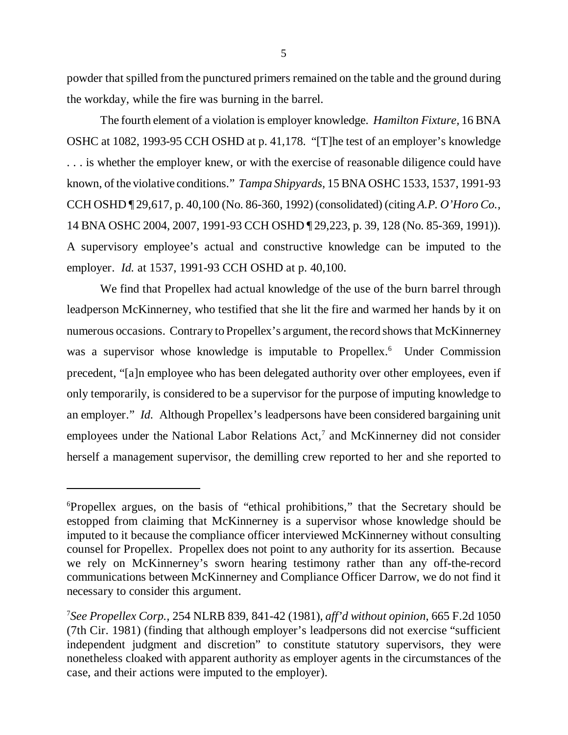powder that spilled from the punctured primers remained on the table and the ground during the workday, while the fire was burning in the barrel.

The fourth element of a violation is employer knowledge. *Hamilton Fixture*, 16 BNA OSHC at 1082, 1993-95 CCH OSHD at p. 41,178. "[T]he test of an employer's knowledge . . . is whether the employer knew, or with the exercise of reasonable diligence could have known, of the violative conditions." *Tampa Shipyards*, 15 BNA OSHC 1533, 1537, 1991-93 CCH OSHD ¶ 29,617, p. 40,100 (No. 86-360, 1992) (consolidated) (citing *A.P. O'Horo Co.*, 14 BNA OSHC 2004, 2007, 1991-93 CCH OSHD ¶ 29,223, p. 39, 128 (No. 85-369, 1991)). A supervisory employee's actual and constructive knowledge can be imputed to the employer. *Id.* at 1537, 1991-93 CCH OSHD at p. 40,100.

We find that Propellex had actual knowledge of the use of the burn barrel through leadperson McKinnerney, who testified that she lit the fire and warmed her hands by it on numerous occasions. Contrary to Propellex's argument, the record shows that McKinnerney was a supervisor whose knowledge is imputable to Propellex.[6] Under Commission precedent, "[a]n employee who has been delegated authority over other employees, even if only temporarily, is considered to be a supervisor for the purpose of imputing knowledge to an employer." *Id.* Although Propellex's leadpersons have been considered bargaining unit employees under the National Labor Relations Act,[7] and McKinnerney did not consider herself a management supervisor, the demilling crew reported to her and she reported to

---

[6]Propellex argues, on the basis of "ethical prohibitions," that the Secretary should be estopped from claiming that McKinnerney is a supervisor whose knowledge should be imputed to it because the compliance officer interviewed McKinnerney without consulting counsel for Propellex. Propellex does not point to any authority for its assertion. Because we rely on McKinnerney's sworn hearing testimony rather than any off-the-record communications between McKinnerney and Compliance Officer Darrow, we do not find it necessary to consider this argument.

[7]*See Propellex Corp.*, 254 NLRB 839, 841-42 (1981), *aff'd without opinion*, 665 F.2d 1050 (7th Cir. 1981) (finding that although employer's leadpersons did not exercise "sufficient independent judgment and discretion" to constitute statutory supervisors, they were nonetheless cloaked with apparent authority as employer agents in the circumstances of the case, and their actions were imputed to the employer).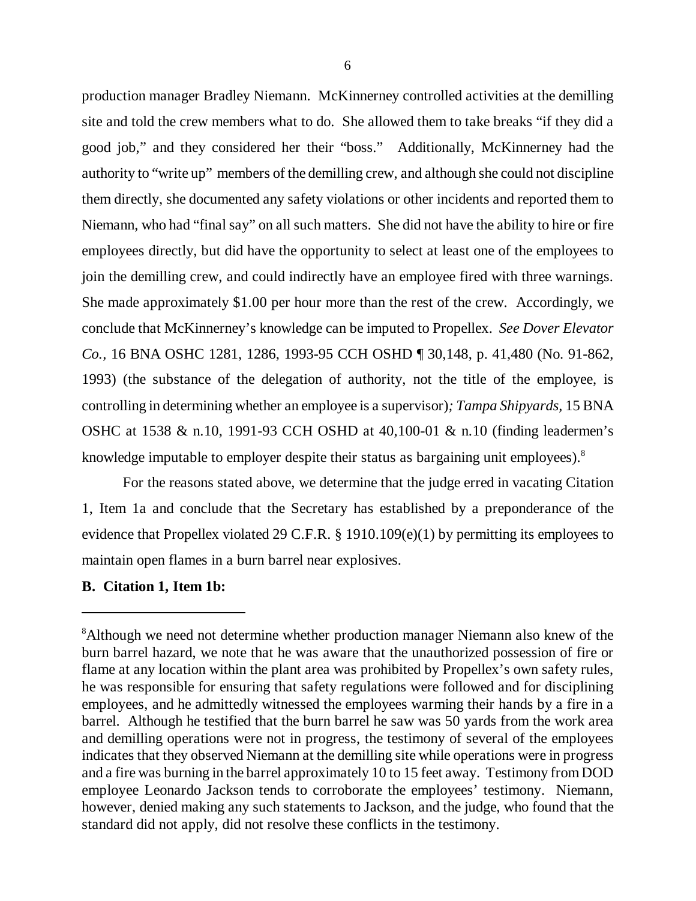production manager Bradley Niemann. McKinnerney controlled activities at the demilling site and told the crew members what to do. She allowed them to take breaks "if they did a good job," and they considered her their "boss." Additionally, McKinnerney had the authority to "write up" members of the demilling crew, and although she could not discipline them directly, she documented any safety violations or other incidents and reported them to Niemann, who had "final say" on all such matters. She did not have the ability to hire or fire employees directly, but did have the opportunity to select at least one of the employees to join the demilling crew, and could indirectly have an employee fired with three warnings. She made approximately $1.00 per hour more than the rest of the crew. Accordingly, we conclude that McKinnerney's knowledge can be imputed to Propellex. *See Dover Elevator Co.*, 16 BNA OSHC 1281, 1286, 1993-95 CCH OSHD ¶ 30,148, p. 41,480 (No. 91-862, 1993) (the substance of the delegation of authority, not the title of the employee, is controlling in determining whether an employee is a supervisor)*; Tampa Shipyards*, 15 BNA OSHC at 1538 & n.10, 1991-93 CCH OSHD at 40,100-01 & n.10 (finding leadermen's knowledge imputable to employer despite their status as bargaining unit employees).[8]

For the reasons stated above, we determine that the judge erred in vacating Citation 1, Item 1a and conclude that the Secretary has established by a preponderance of the evidence that Propellex violated 29 C.F.R. § 1910.109(e)(1) by permitting its employees to maintain open flames in a burn barrel near explosives.

**B. Citation 1, Item 1b:**

[8]Although we need not determine whether production manager Niemann also knew of the burn barrel hazard, we note that he was aware that the unauthorized possession of fire or flame at any location within the plant area was prohibited by Propellex's own safety rules, he was responsible for ensuring that safety regulations were followed and for disciplining employees, and he admittedly witnessed the employees warming their hands by a fire in a barrel. Although he testified that the burn barrel he saw was 50 yards from the work area and demilling operations were not in progress, the testimony of several of the employees indicates that they observed Niemann at the demilling site while operations were in progress and a fire was burning in the barrel approximately 10 to 15 feet away. Testimony from DOD employee Leonardo Jackson tends to corroborate the employees' testimony. Niemann, however, denied making any such statements to Jackson, and the judge, who found that the standard did not apply, did not resolve these conflicts in the testimony.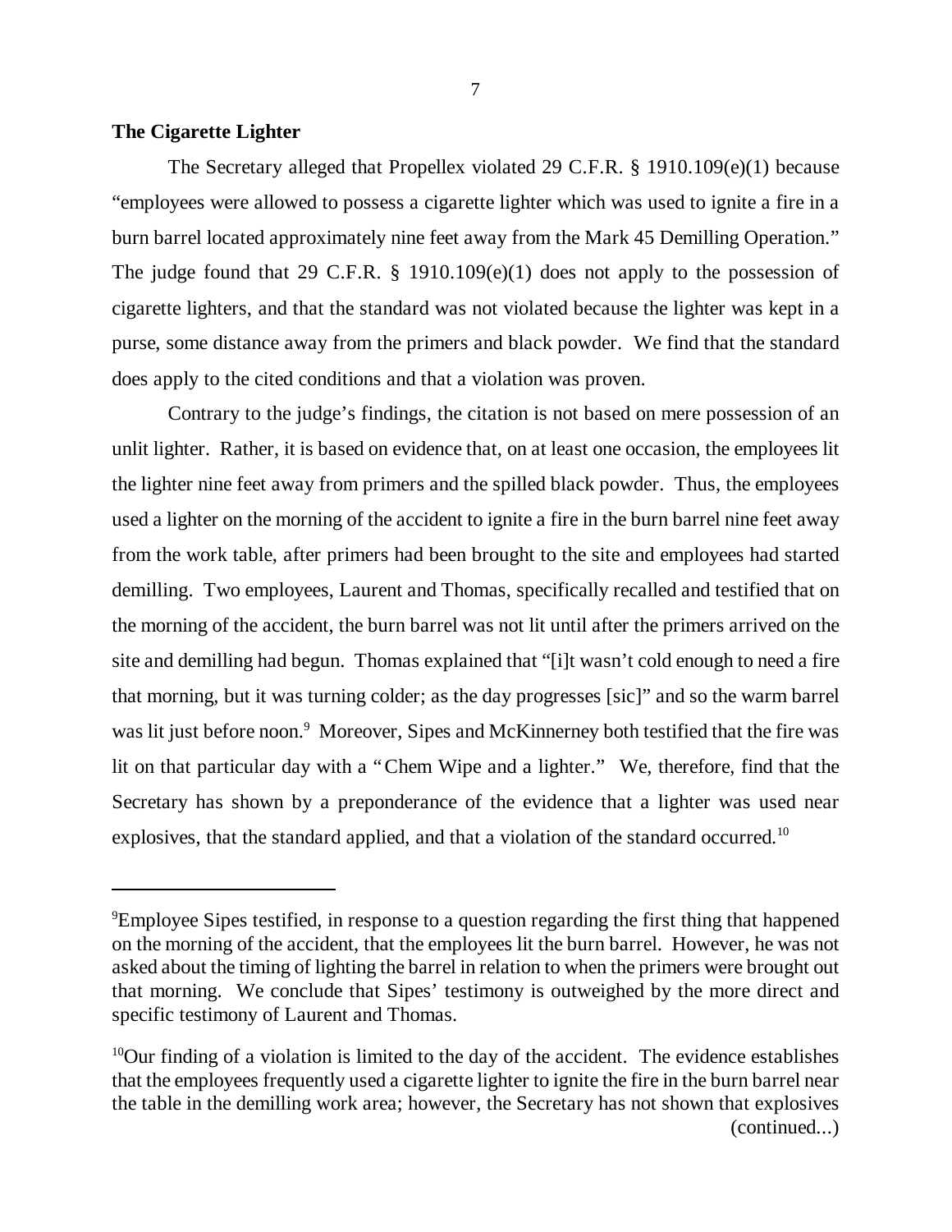**The Cigarette Lighter**

The Secretary alleged that Propellex violated 29 C.F.R. § 1910.109(e)(1) because "employees were allowed to possess a cigarette lighter which was used to ignite a fire in a burn barrel located approximately nine feet away from the Mark 45 Demilling Operation." The judge found that 29 C.F.R. § 1910.109(e)(1) does not apply to the possession of cigarette lighters, and that the standard was not violated because the lighter was kept in a purse, some distance away from the primers and black powder. We find that the standard does apply to the cited conditions and that a violation was proven.

Contrary to the judge's findings, the citation is not based on mere possession of an unlit lighter. Rather, it is based on evidence that, on at least one occasion, the employees lit the lighter nine feet away from primers and the spilled black powder. Thus, the employees used a lighter on the morning of the accident to ignite a fire in the burn barrel nine feet away from the work table, after primers had been brought to the site and employees had started demilling. Two employees, Laurent and Thomas, specifically recalled and testified that on the morning of the accident, the burn barrel was not lit until after the primers arrived on the site and demilling had begun. Thomas explained that "[i]t wasn't cold enough to need a fire that morning, but it was turning colder; as the day progresses [sic]" and so the warm barrel was lit just before noon.[9] Moreover, Sipes and McKinnerney both testified that the fire was lit on that particular day with a "Chem Wipe and a lighter." We, therefore, find that the Secretary has shown by a preponderance of the evidence that a lighter was used near explosives, that the standard applied, and that a violation of the standard occurred.[10]

---

[9]Employee Sipes testified, in response to a question regarding the first thing that happened on the morning of the accident, that the employees lit the burn barrel. However, he was not asked about the timing of lighting the barrel in relation to when the primers were brought out that morning. We conclude that Sipes' testimony is outweighed by the more direct and specific testimony of Laurent and Thomas.

[10]Our finding of a violation is limited to the day of the accident. The evidence establishes that the employees frequently used a cigarette lighter to ignite the fire in the burn barrel near the table in the demilling work area; however, the Secretary has not shown that explosives (continued...)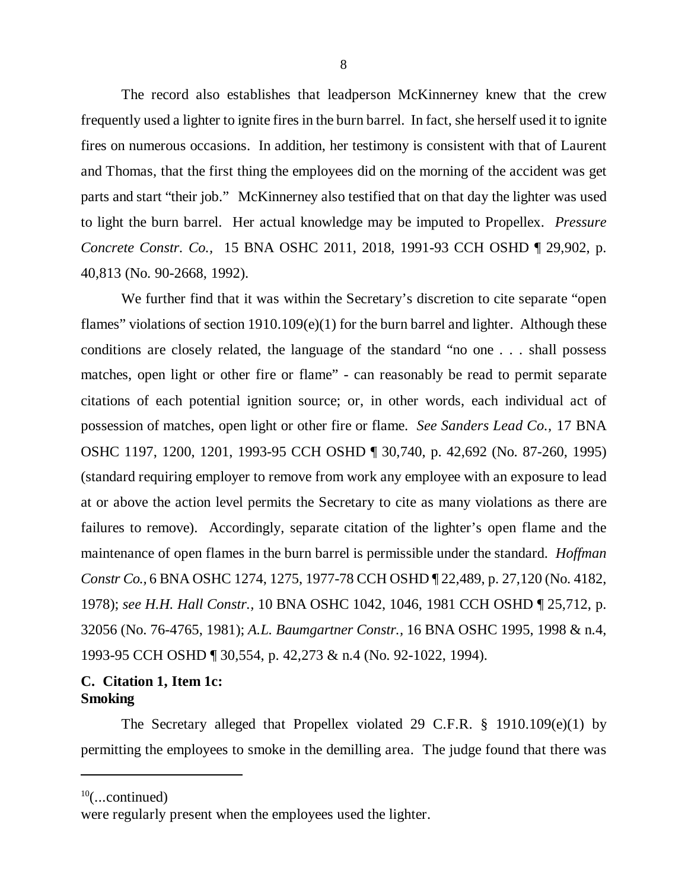The record also establishes that leadperson McKinnerney knew that the crew frequently used a lighter to ignite fires in the burn barrel. In fact, she herself used it to ignite fires on numerous occasions. In addition, her testimony is consistent with that of Laurent and Thomas, that the first thing the employees did on the morning of the accident was get parts and start "their job." McKinnerney also testified that on that day the lighter was used to light the burn barrel. Her actual knowledge may be imputed to Propellex. *Pressure Concrete Constr. Co.,* 15 BNA OSHC 2011, 2018, 1991-93 CCH OSHD ¶ 29,902, p. 40,813 (No. 90-2668, 1992).

We further find that it was within the Secretary's discretion to cite separate "open flames" violations of section 1910.109(e)(1) for the burn barrel and lighter. Although these conditions are closely related, the language of the standard "no one . . . shall possess matches, open light or other fire or flame" - can reasonably be read to permit separate citations of each potential ignition source; or, in other words, each individual act of possession of matches, open light or other fire or flame. *See Sanders Lead Co.*, 17 BNA OSHC 1197, 1200, 1201, 1993-95 CCH OSHD ¶ 30,740, p. 42,692 (No. 87-260, 1995) (standard requiring employer to remove from work any employee with an exposure to lead at or above the action level permits the Secretary to cite as many violations as there are failures to remove). Accordingly, separate citation of the lighter's open flame and the maintenance of open flames in the burn barrel is permissible under the standard. *Hoffman Constr Co.*, 6 BNA OSHC 1274, 1275, 1977-78 CCH OSHD ¶ 22,489, p. 27,120 (No. 4182, 1978); *see H.H. Hall Constr.*, 10 BNA OSHC 1042, 1046, 1981 CCH OSHD ¶ 25,712, p. 32056 (No. 76-4765, 1981); *A.L. Baumgartner Constr.*, 16 BNA OSHC 1995, 1998 & n.4, 1993-95 CCH OSHD ¶ 30,554, p. 42,273 & n.4 (No. 92-1022, 1994).

**C. Citation 1, Item 1c:**
**Smoking**

The Secretary alleged that Propellex violated 29 C.F.R. § 1910.109(e)(1) by permitting the employees to smoke in the demilling area. The judge found that there was

---

[10](...continued)
were regularly present when the employees used the lighter.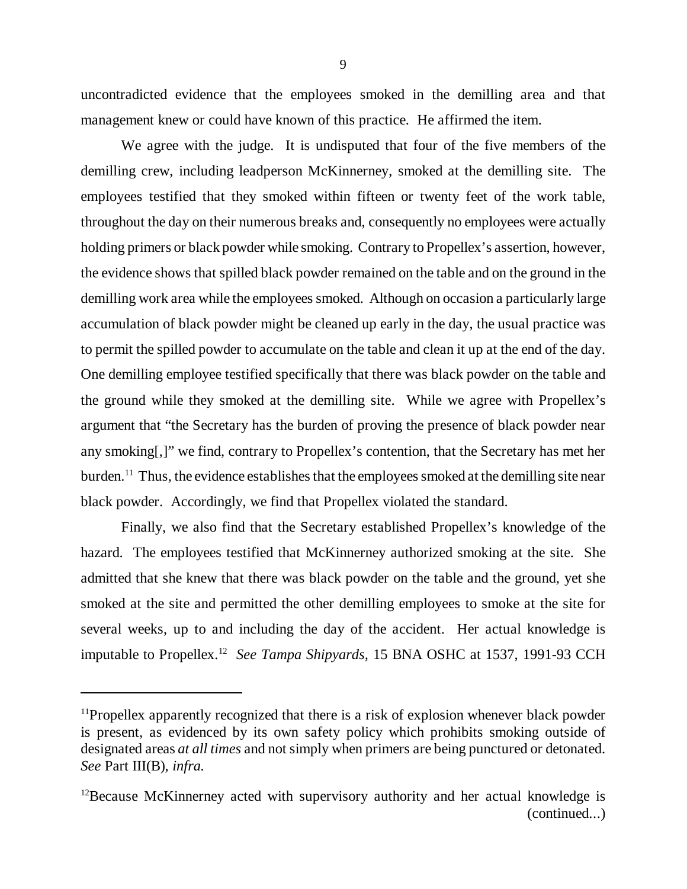uncontradicted evidence that the employees smoked in the demilling area and that management knew or could have known of this practice. He affirmed the item.

We agree with the judge. It is undisputed that four of the five members of the demilling crew, including leadperson McKinnerney, smoked at the demilling site. The employees testified that they smoked within fifteen or twenty feet of the work table, throughout the day on their numerous breaks and, consequently no employees were actually holding primers or black powder while smoking. Contrary to Propellex's assertion, however, the evidence shows that spilled black powder remained on the table and on the ground in the demilling work area while the employees smoked. Although on occasion a particularly large accumulation of black powder might be cleaned up early in the day, the usual practice was to permit the spilled powder to accumulate on the table and clean it up at the end of the day. One demilling employee testified specifically that there was black powder on the table and the ground while they smoked at the demilling site. While we agree with Propellex's argument that "the Secretary has the burden of proving the presence of black powder near any smoking[,]" we find, contrary to Propellex's contention, that the Secretary has met her burden.[11] Thus, the evidence establishes that the employees smoked at the demilling site near black powder. Accordingly, we find that Propellex violated the standard.

Finally, we also find that the Secretary established Propellex's knowledge of the hazard. The employees testified that McKinnerney authorized smoking at the site. She admitted that she knew that there was black powder on the table and the ground, yet she smoked at the site and permitted the other demilling employees to smoke at the site for several weeks, up to and including the day of the accident. Her actual knowledge is imputable to Propellex.[12] *See Tampa Shipyards,* 15 BNA OSHC at 1537, 1991-93 CCH

---

[11]Propellex apparently recognized that there is a risk of explosion whenever black powder is present, as evidenced by its own safety policy which prohibits smoking outside of designated areas *at all times* and not simply when primers are being punctured or detonated. *See* Part III(B), *infra.*

[12]Because McKinnerney acted with supervisory authority and her actual knowledge is (continued...)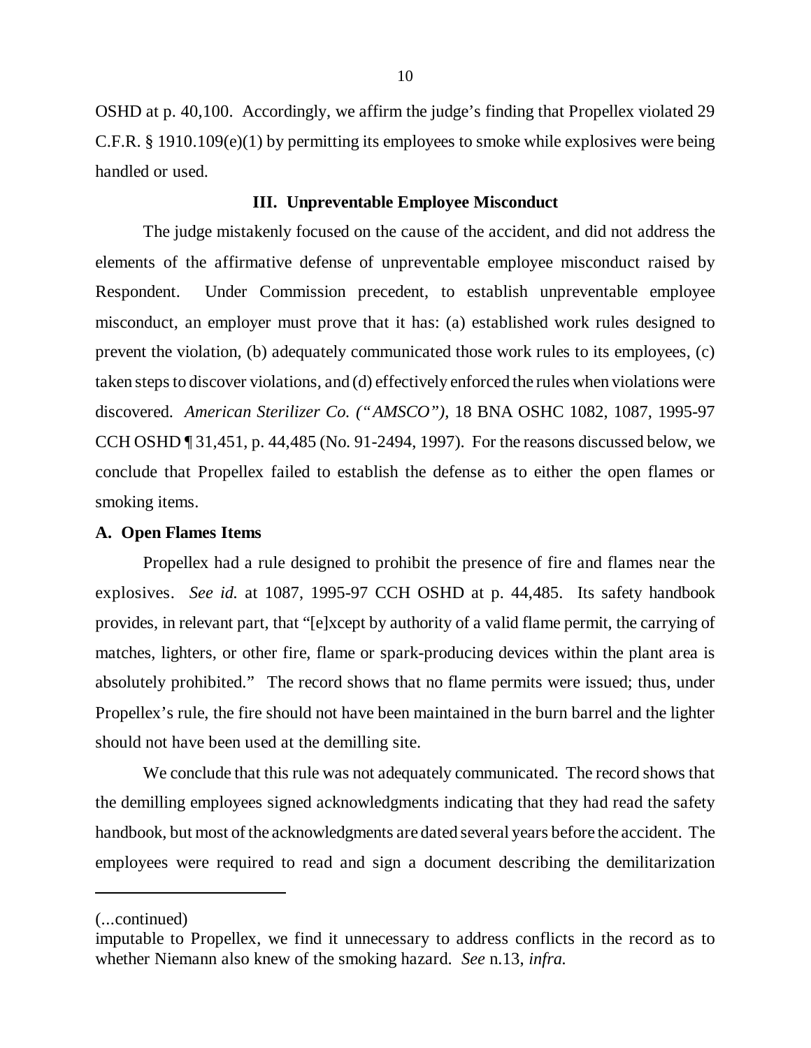OSHD at p. 40,100. Accordingly, we affirm the judge's finding that Propellex violated 29 C.F.R. § 1910.109(e)(1) by permitting its employees to smoke while explosives were being handled or used.

## III. Unpreventable Employee Misconduct

The judge mistakenly focused on the cause of the accident, and did not address the elements of the affirmative defense of unpreventable employee misconduct raised by Respondent. Under Commission precedent, to establish unpreventable employee misconduct, an employer must prove that it has: (a) established work rules designed to prevent the violation, (b) adequately communicated those work rules to its employees, (c) taken steps to discover violations, and (d) effectively enforced the rules when violations were discovered. *American Sterilizer Co. ("AMSCO"),* 18 BNA OSHC 1082, 1087, 1995-97 CCH OSHD ¶ 31,451, p. 44,485 (No. 91-2494, 1997). For the reasons discussed below, we conclude that Propellex failed to establish the defense as to either the open flames or smoking items.

### A. Open Flames Items

Propellex had a rule designed to prohibit the presence of fire and flames near the explosives. *See id.* at 1087, 1995-97 CCH OSHD at p. 44,485. Its safety handbook provides, in relevant part, that "[e]xcept by authority of a valid flame permit, the carrying of matches, lighters, or other fire, flame or spark-producing devices within the plant area is absolutely prohibited." The record shows that no flame permits were issued; thus, under Propellex's rule, the fire should not have been maintained in the burn barrel and the lighter should not have been used at the demilling site.

We conclude that this rule was not adequately communicated. The record shows that the demilling employees signed acknowledgments indicating that they had read the safety handbook, but most of the acknowledgments are dated several years before the accident. The employees were required to read and sign a document describing the demilitarization

---

(...continued)

imputable to Propellex, we find it unnecessary to address conflicts in the record as to whether Niemann also knew of the smoking hazard. *See* n.13, *infra.*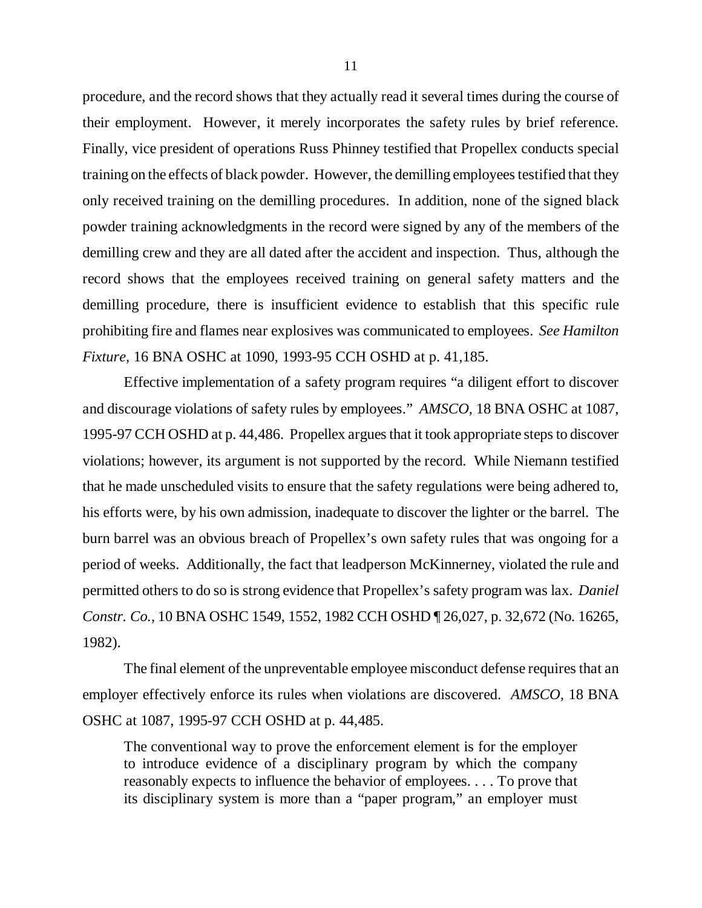procedure, and the record shows that they actually read it several times during the course of their employment. However, it merely incorporates the safety rules by brief reference. Finally, vice president of operations Russ Phinney testified that Propellex conducts special training on the effects of black powder. However, the demilling employees testified that they only received training on the demilling procedures. In addition, none of the signed black powder training acknowledgments in the record were signed by any of the members of the demilling crew and they are all dated after the accident and inspection. Thus, although the record shows that the employees received training on general safety matters and the demilling procedure, there is insufficient evidence to establish that this specific rule prohibiting fire and flames near explosives was communicated to employees. *See Hamilton Fixture*, 16 BNA OSHC at 1090, 1993-95 CCH OSHD at p. 41,185.

Effective implementation of a safety program requires "a diligent effort to discover and discourage violations of safety rules by employees." *AMSCO*, 18 BNA OSHC at 1087, 1995-97 CCH OSHD at p. 44,486. Propellex argues that it took appropriate steps to discover violations; however, its argument is not supported by the record. While Niemann testified that he made unscheduled visits to ensure that the safety regulations were being adhered to, his efforts were, by his own admission, inadequate to discover the lighter or the barrel. The burn barrel was an obvious breach of Propellex's own safety rules that was ongoing for a period of weeks. Additionally, the fact that leadperson McKinnerney, violated the rule and permitted others to do so is strong evidence that Propellex's safety program was lax. *Daniel Constr. Co.*, 10 BNA OSHC 1549, 1552, 1982 CCH OSHD ¶ 26,027, p. 32,672 (No. 16265, 1982).

The final element of the unpreventable employee misconduct defense requires that an employer effectively enforce its rules when violations are discovered. *AMSCO*, 18 BNA OSHC at 1087, 1995-97 CCH OSHD at p. 44,485.

> The conventional way to prove the enforcement element is for the employer to introduce evidence of a disciplinary program by which the company reasonably expects to influence the behavior of employees. . . . To prove that its disciplinary system is more than a "paper program," an employer must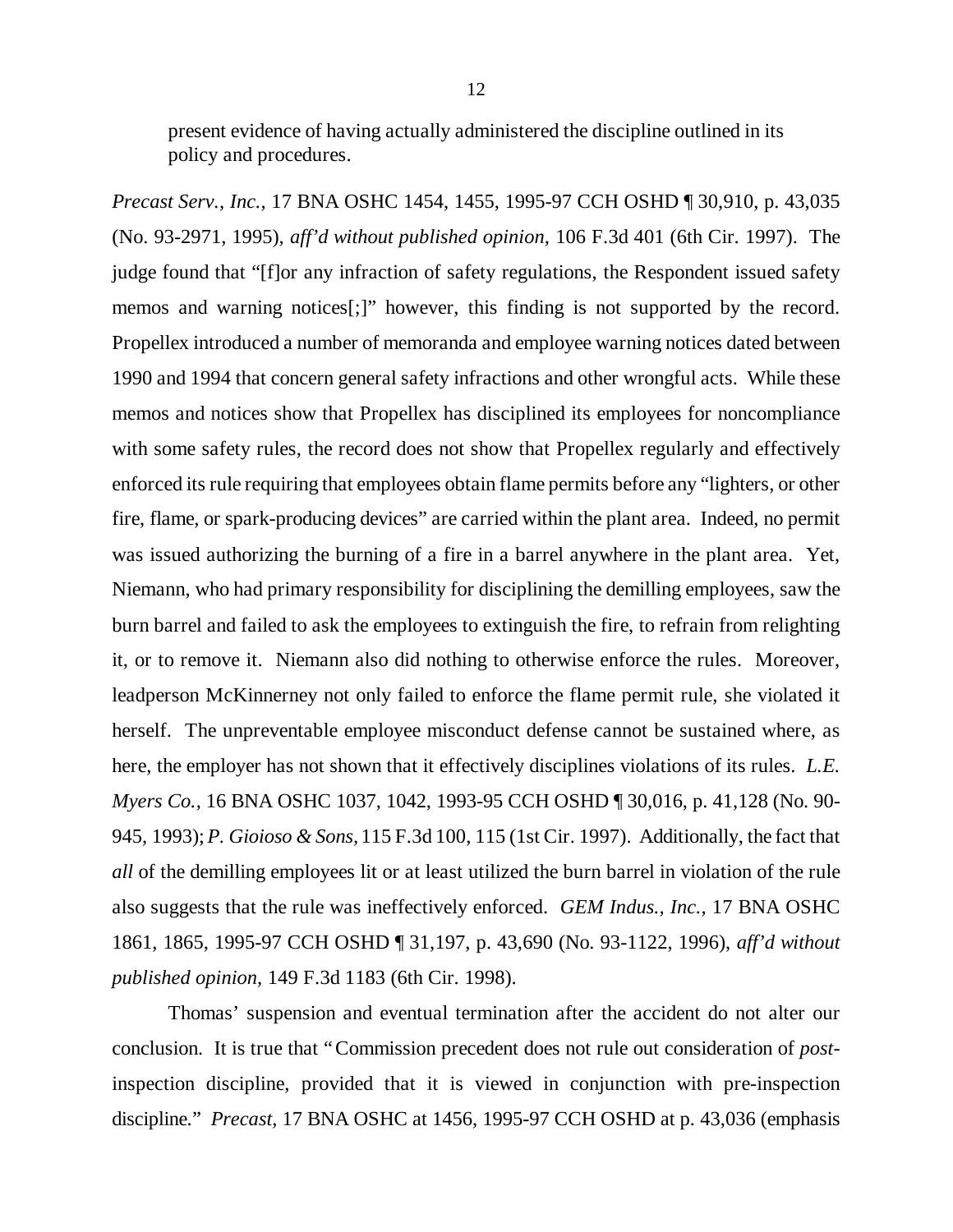present evidence of having actually administered the discipline outlined in its policy and procedures.

*Precast Serv., Inc.*, 17 BNA OSHC 1454, 1455, 1995-97 CCH OSHD ¶ 30,910, p. 43,035 (No. 93-2971, 1995), *aff'd without published opinion*, 106 F.3d 401 (6th Cir. 1997). The judge found that "[f]or any infraction of safety regulations, the Respondent issued safety memos and warning notices[;]" however, this finding is not supported by the record. Propellex introduced a number of memoranda and employee warning notices dated between 1990 and 1994 that concern general safety infractions and other wrongful acts. While these memos and notices show that Propellex has disciplined its employees for noncompliance with some safety rules, the record does not show that Propellex regularly and effectively enforced its rule requiring that employees obtain flame permits before any "lighters, or other fire, flame, or spark-producing devices" are carried within the plant area. Indeed, no permit was issued authorizing the burning of a fire in a barrel anywhere in the plant area. Yet, Niemann, who had primary responsibility for disciplining the demilling employees, saw the burn barrel and failed to ask the employees to extinguish the fire, to refrain from relighting it, or to remove it. Niemann also did nothing to otherwise enforce the rules. Moreover, leadperson McKinnerney not only failed to enforce the flame permit rule, she violated it herself. The unpreventable employee misconduct defense cannot be sustained where, as here, the employer has not shown that it effectively disciplines violations of its rules. *L.E. Myers Co.*, 16 BNA OSHC 1037, 1042, 1993-95 CCH OSHD ¶ 30,016, p. 41,128 (No. 90-945, 1993); *P. Gioioso & Sons*, 115 F.3d 100, 115 (1st Cir. 1997). Additionally, the fact that *all* of the demilling employees lit or at least utilized the burn barrel in violation of the rule also suggests that the rule was ineffectively enforced. *GEM Indus., Inc.*, 17 BNA OSHC 1861, 1865, 1995-97 CCH OSHD ¶ 31,197, p. 43,690 (No. 93-1122, 1996), *aff'd without published opinion*, 149 F.3d 1183 (6th Cir. 1998).

Thomas' suspension and eventual termination after the accident do not alter our conclusion. It is true that "Commission precedent does not rule out consideration of *post*-inspection discipline, provided that it is viewed in conjunction with pre-inspection discipline." *Precast*, 17 BNA OSHC at 1456, 1995-97 CCH OSHD at p. 43,036 (emphasis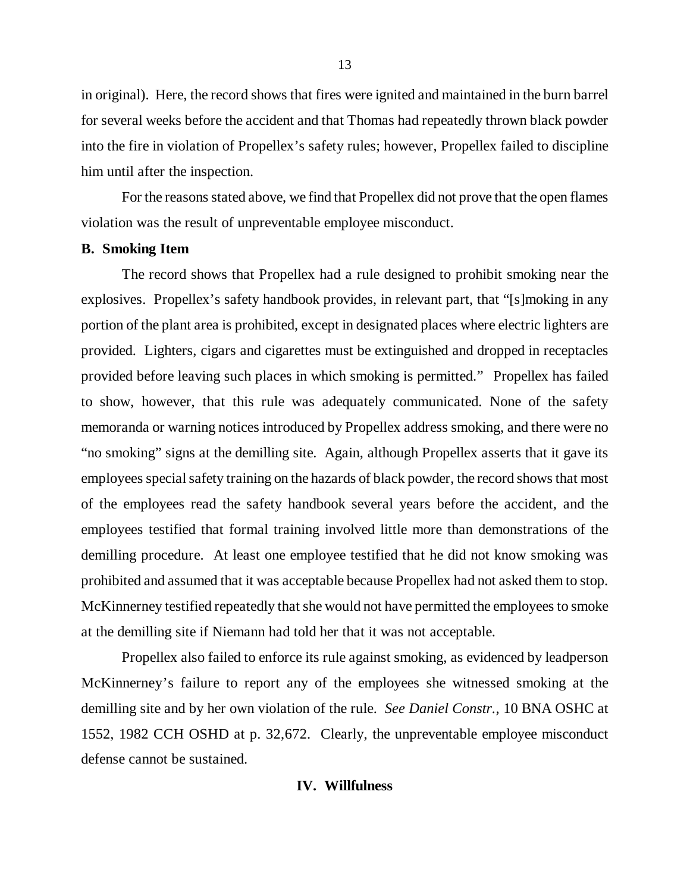in original). Here, the record shows that fires were ignited and maintained in the burn barrel for several weeks before the accident and that Thomas had repeatedly thrown black powder into the fire in violation of Propellex's safety rules; however, Propellex failed to discipline him until after the inspection.

For the reasons stated above, we find that Propellex did not prove that the open flames violation was the result of unpreventable employee misconduct.

### B. Smoking Item

The record shows that Propellex had a rule designed to prohibit smoking near the explosives. Propellex's safety handbook provides, in relevant part, that "[s]moking in any portion of the plant area is prohibited, except in designated places where electric lighters are provided. Lighters, cigars and cigarettes must be extinguished and dropped in receptacles provided before leaving such places in which smoking is permitted." Propellex has failed to show, however, that this rule was adequately communicated. None of the safety memoranda or warning notices introduced by Propellex address smoking, and there were no "no smoking" signs at the demilling site. Again, although Propellex asserts that it gave its employees special safety training on the hazards of black powder, the record shows that most of the employees read the safety handbook several years before the accident, and the employees testified that formal training involved little more than demonstrations of the demilling procedure. At least one employee testified that he did not know smoking was prohibited and assumed that it was acceptable because Propellex had not asked them to stop. McKinnerney testified repeatedly that she would not have permitted the employees to smoke at the demilling site if Niemann had told her that it was not acceptable.

Propellex also failed to enforce its rule against smoking, as evidenced by leadperson McKinnerney's failure to report any of the employees she witnessed smoking at the demilling site and by her own violation of the rule. *See Daniel Constr.*, 10 BNA OSHC at 1552, 1982 CCH OSHD at p. 32,672. Clearly, the unpreventable employee misconduct defense cannot be sustained.

## IV. Willfulness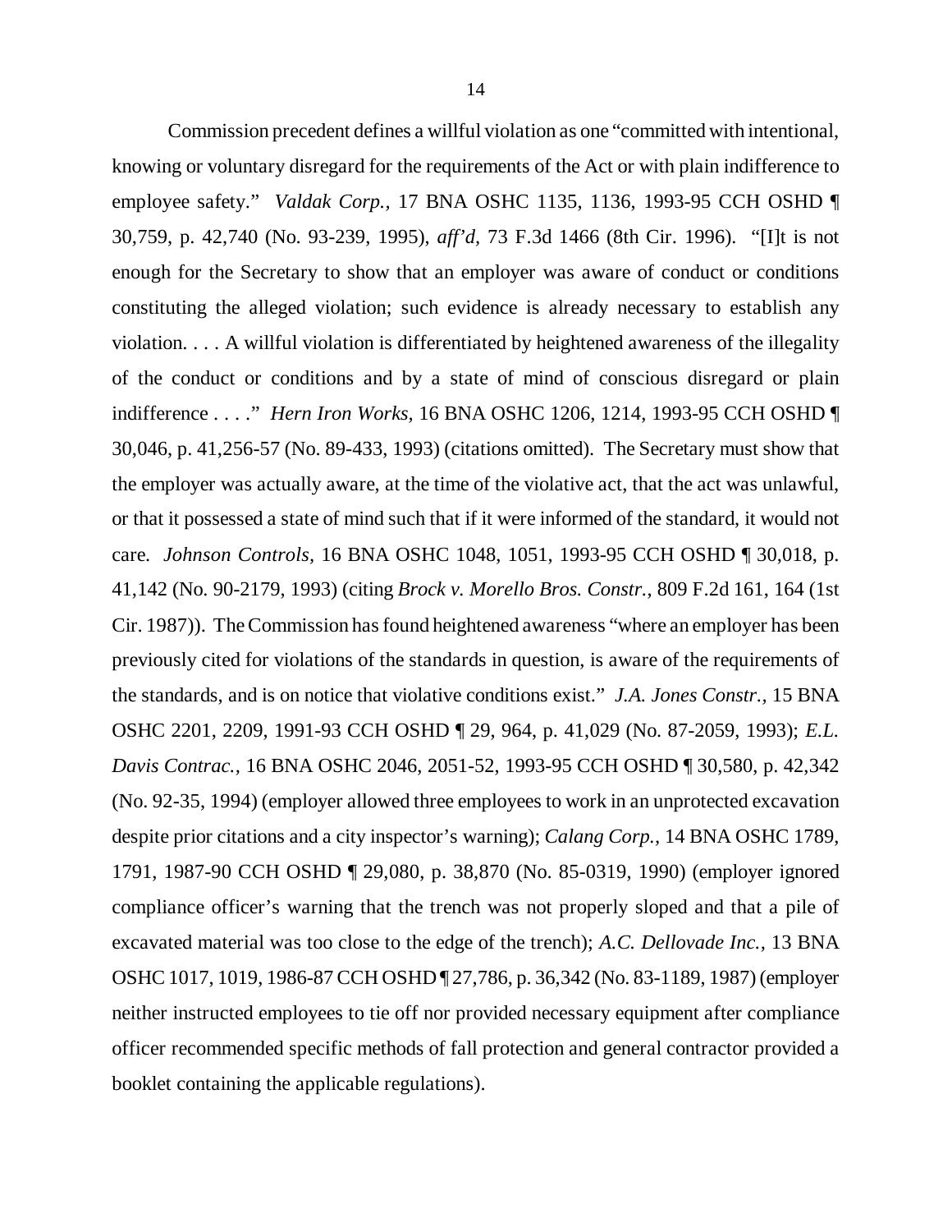Commission precedent defines a willful violation as one "committed with intentional, knowing or voluntary disregard for the requirements of the Act or with plain indifference to employee safety." *Valdak Corp.*, 17 BNA OSHC 1135, 1136, 1993-95 CCH OSHD ¶ 30,759, p. 42,740 (No. 93-239, 1995), *aff'd*, 73 F.3d 1466 (8th Cir. 1996). "[I]t is not enough for the Secretary to show that an employer was aware of conduct or conditions constituting the alleged violation; such evidence is already necessary to establish any violation. . . . A willful violation is differentiated by heightened awareness of the illegality of the conduct or conditions and by a state of mind of conscious disregard or plain indifference . . . ." *Hern Iron Works*, 16 BNA OSHC 1206, 1214, 1993-95 CCH OSHD ¶ 30,046, p. 41,256-57 (No. 89-433, 1993) (citations omitted). The Secretary must show that the employer was actually aware, at the time of the violative act, that the act was unlawful, or that it possessed a state of mind such that if it were informed of the standard, it would not care. *Johnson Controls*, 16 BNA OSHC 1048, 1051, 1993-95 CCH OSHD ¶ 30,018, p. 41,142 (No. 90-2179, 1993) (citing *Brock v. Morello Bros. Constr.*, 809 F.2d 161, 164 (1st Cir. 1987)). The Commission has found heightened awareness "where an employer has been previously cited for violations of the standards in question, is aware of the requirements of the standards, and is on notice that violative conditions exist." *J.A. Jones Constr.*, 15 BNA OSHC 2201, 2209, 1991-93 CCH OSHD ¶ 29, 964, p. 41,029 (No. 87-2059, 1993); *E.L. Davis Contrac.*, 16 BNA OSHC 2046, 2051-52, 1993-95 CCH OSHD ¶ 30,580, p. 42,342 (No. 92-35, 1994) (employer allowed three employees to work in an unprotected excavation despite prior citations and a city inspector's warning); *Calang Corp.*, 14 BNA OSHC 1789, 1791, 1987-90 CCH OSHD ¶ 29,080, p. 38,870 (No. 85-0319, 1990) (employer ignored compliance officer's warning that the trench was not properly sloped and that a pile of excavated material was too close to the edge of the trench); *A.C. Dellovade Inc.*, 13 BNA OSHC 1017, 1019, 1986-87 CCH OSHD ¶ 27,786, p. 36,342 (No. 83-1189, 1987) (employer neither instructed employees to tie off nor provided necessary equipment after compliance officer recommended specific methods of fall protection and general contractor provided a booklet containing the applicable regulations).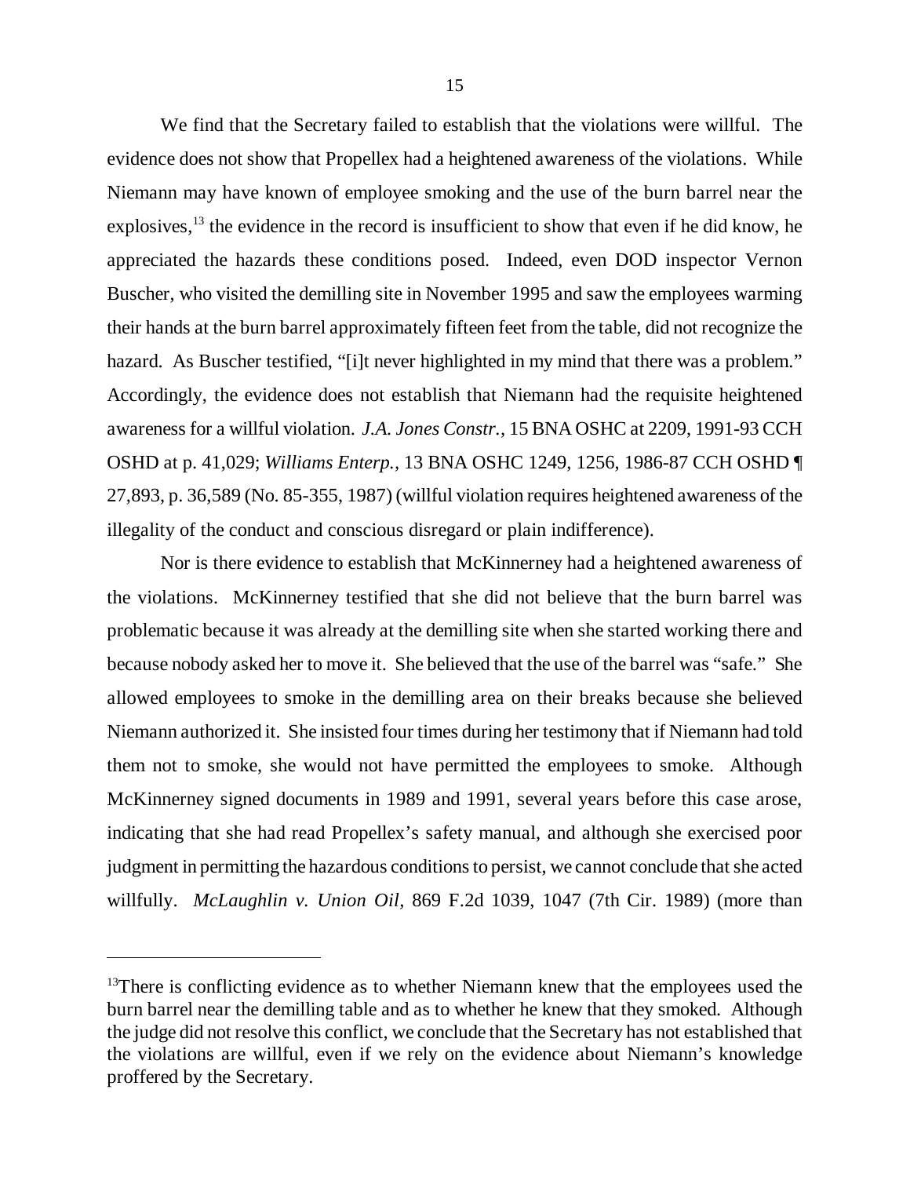We find that the Secretary failed to establish that the violations were willful. The evidence does not show that Propellex had a heightened awareness of the violations. While Niemann may have known of employee smoking and the use of the burn barrel near the explosives,[13] the evidence in the record is insufficient to show that even if he did know, he appreciated the hazards these conditions posed. Indeed, even DOD inspector Vernon Buscher, who visited the demilling site in November 1995 and saw the employees warming their hands at the burn barrel approximately fifteen feet from the table, did not recognize the hazard. As Buscher testified, "[i]t never highlighted in my mind that there was a problem." Accordingly, the evidence does not establish that Niemann had the requisite heightened awareness for a willful violation. *J.A. Jones Constr.*, 15 BNA OSHC at 2209, 1991-93 CCH OSHD at p. 41,029; *Williams Enterp.*, 13 BNA OSHC 1249, 1256, 1986-87 CCH OSHD ¶ 27,893, p. 36,589 (No. 85-355, 1987) (willful violation requires heightened awareness of the illegality of the conduct and conscious disregard or plain indifference).

Nor is there evidence to establish that McKinnerney had a heightened awareness of the violations. McKinnerney testified that she did not believe that the burn barrel was problematic because it was already at the demilling site when she started working there and because nobody asked her to move it. She believed that the use of the barrel was "safe." She allowed employees to smoke in the demilling area on their breaks because she believed Niemann authorized it. She insisted four times during her testimony that if Niemann had told them not to smoke, she would not have permitted the employees to smoke. Although McKinnerney signed documents in 1989 and 1991, several years before this case arose, indicating that she had read Propellex's safety manual, and although she exercised poor judgment in permitting the hazardous conditions to persist, we cannot conclude that she acted willfully. *McLaughlin v. Union Oil*, 869 F.2d 1039, 1047 (7th Cir. 1989) (more than

---

[13] There is conflicting evidence as to whether Niemann knew that the employees used the burn barrel near the demilling table and as to whether he knew that they smoked. Although the judge did not resolve this conflict, we conclude that the Secretary has not established that the violations are willful, even if we rely on the evidence about Niemann's knowledge proffered by the Secretary.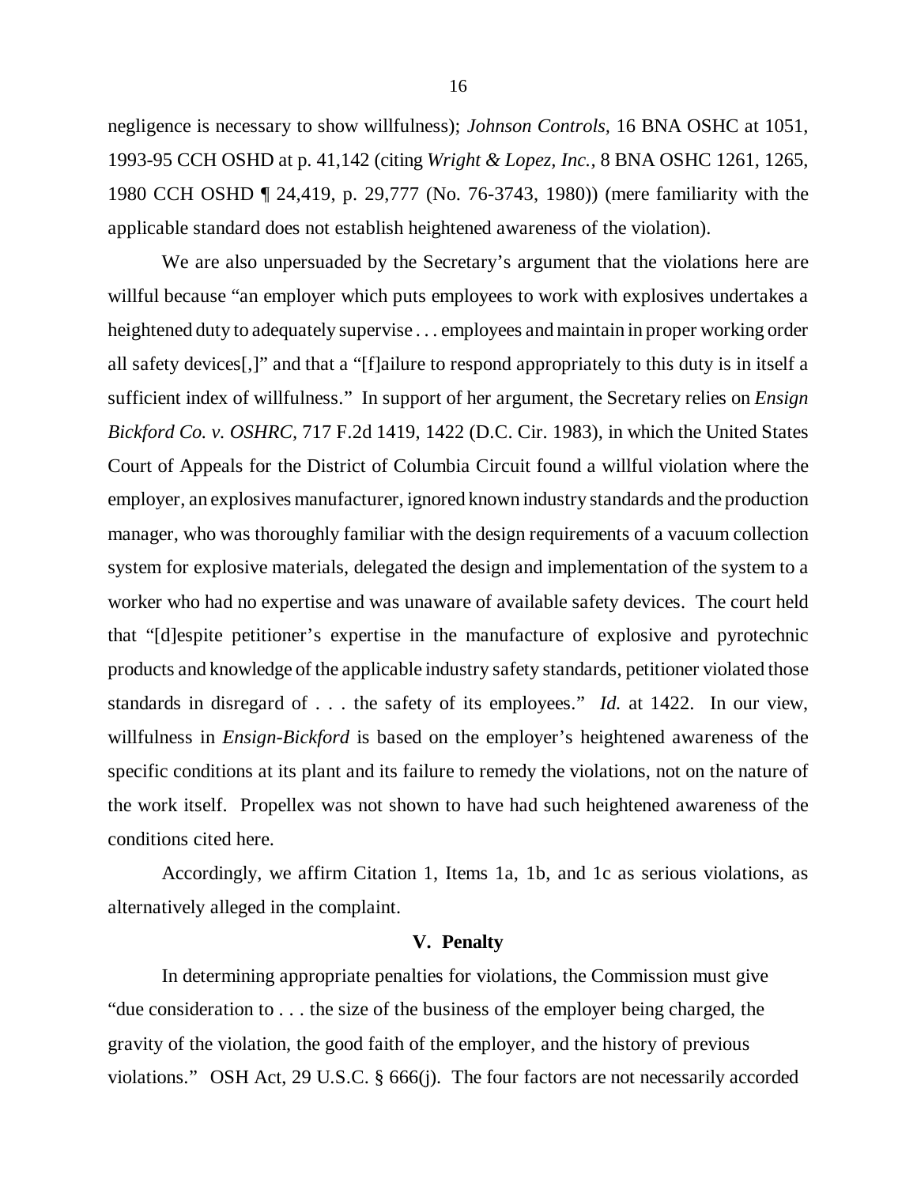negligence is necessary to show willfulness); *Johnson Controls*, 16 BNA OSHC at 1051, 1993-95 CCH OSHD at p. 41,142 (citing *Wright & Lopez, Inc.,* 8 BNA OSHC 1261, 1265, 1980 CCH OSHD ¶ 24,419, p. 29,777 (No. 76-3743, 1980)) (mere familiarity with the applicable standard does not establish heightened awareness of the violation).

We are also unpersuaded by the Secretary's argument that the violations here are willful because "an employer which puts employees to work with explosives undertakes a heightened duty to adequately supervise . . . employees and maintain in proper working order all safety devices[,]" and that a "[f]ailure to respond appropriately to this duty is in itself a sufficient index of willfulness." In support of her argument, the Secretary relies on *Ensign Bickford Co. v. OSHRC,* 717 F.2d 1419, 1422 (D.C. Cir. 1983), in which the United States Court of Appeals for the District of Columbia Circuit found a willful violation where the employer, an explosives manufacturer, ignored known industry standards and the production manager, who was thoroughly familiar with the design requirements of a vacuum collection system for explosive materials, delegated the design and implementation of the system to a worker who had no expertise and was unaware of available safety devices. The court held that "[d]espite petitioner's expertise in the manufacture of explosive and pyrotechnic products and knowledge of the applicable industry safety standards, petitioner violated those standards in disregard of . . . the safety of its employees." *Id.* at 1422. In our view, willfulness in *Ensign-Bickford* is based on the employer's heightened awareness of the specific conditions at its plant and its failure to remedy the violations, not on the nature of the work itself. Propellex was not shown to have had such heightened awareness of the conditions cited here.

Accordingly, we affirm Citation 1, Items 1a, 1b, and 1c as serious violations, as alternatively alleged in the complaint.

## V. Penalty

In determining appropriate penalties for violations, the Commission must give "due consideration to . . . the size of the business of the employer being charged, the gravity of the violation, the good faith of the employer, and the history of previous violations." OSH Act, 29 U.S.C. § 666(j). The four factors are not necessarily accorded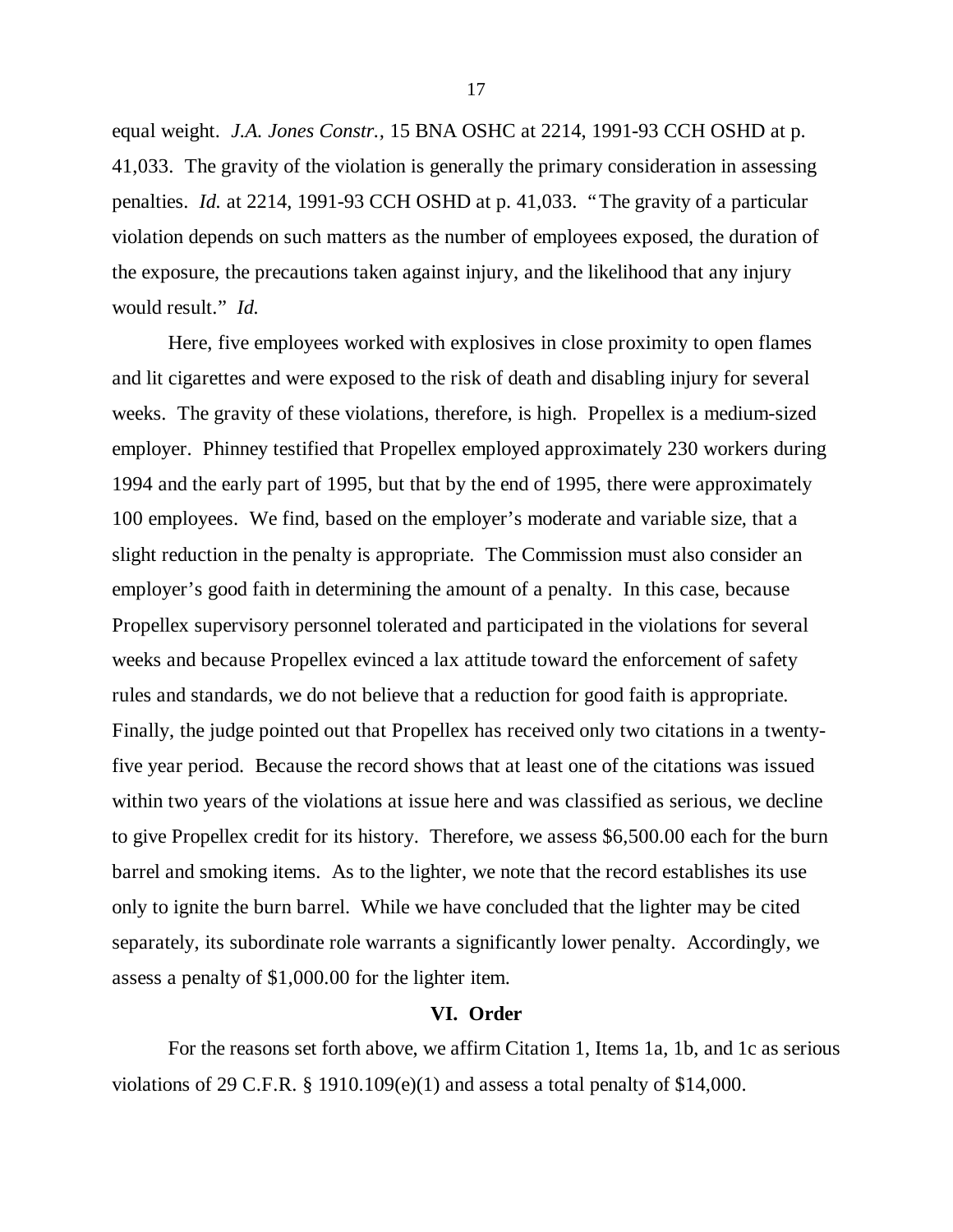equal weight. *J.A. Jones Constr.*, 15 BNA OSHC at 2214, 1991-93 CCH OSHD at p. 41,033. The gravity of the violation is generally the primary consideration in assessing penalties. *Id.* at 2214, 1991-93 CCH OSHD at p. 41,033. "The gravity of a particular violation depends on such matters as the number of employees exposed, the duration of the exposure, the precautions taken against injury, and the likelihood that any injury would result." *Id.*

Here, five employees worked with explosives in close proximity to open flames and lit cigarettes and were exposed to the risk of death and disabling injury for several weeks. The gravity of these violations, therefore, is high. Propellex is a medium-sized employer. Phinney testified that Propellex employed approximately 230 workers during 1994 and the early part of 1995, but that by the end of 1995, there were approximately 100 employees. We find, based on the employer's moderate and variable size, that a slight reduction in the penalty is appropriate. The Commission must also consider an employer's good faith in determining the amount of a penalty. In this case, because Propellex supervisory personnel tolerated and participated in the violations for several weeks and because Propellex evinced a lax attitude toward the enforcement of safety rules and standards, we do not believe that a reduction for good faith is appropriate. Finally, the judge pointed out that Propellex has received only two citations in a twenty-five year period. Because the record shows that at least one of the citations was issued within two years of the violations at issue here and was classified as serious, we decline to give Propellex credit for its history. Therefore, we assess $6,500.00 each for the burn barrel and smoking items. As to the lighter, we note that the record establishes its use only to ignite the burn barrel. While we have concluded that the lighter may be cited separately, its subordinate role warrants a significantly lower penalty. Accordingly, we assess a penalty of $1,000.00 for the lighter item.

## VI. Order

For the reasons set forth above, we affirm Citation 1, Items 1a, 1b, and 1c as serious violations of 29 C.F.R. § 1910.109(e)(1) and assess a total penalty of $14,000.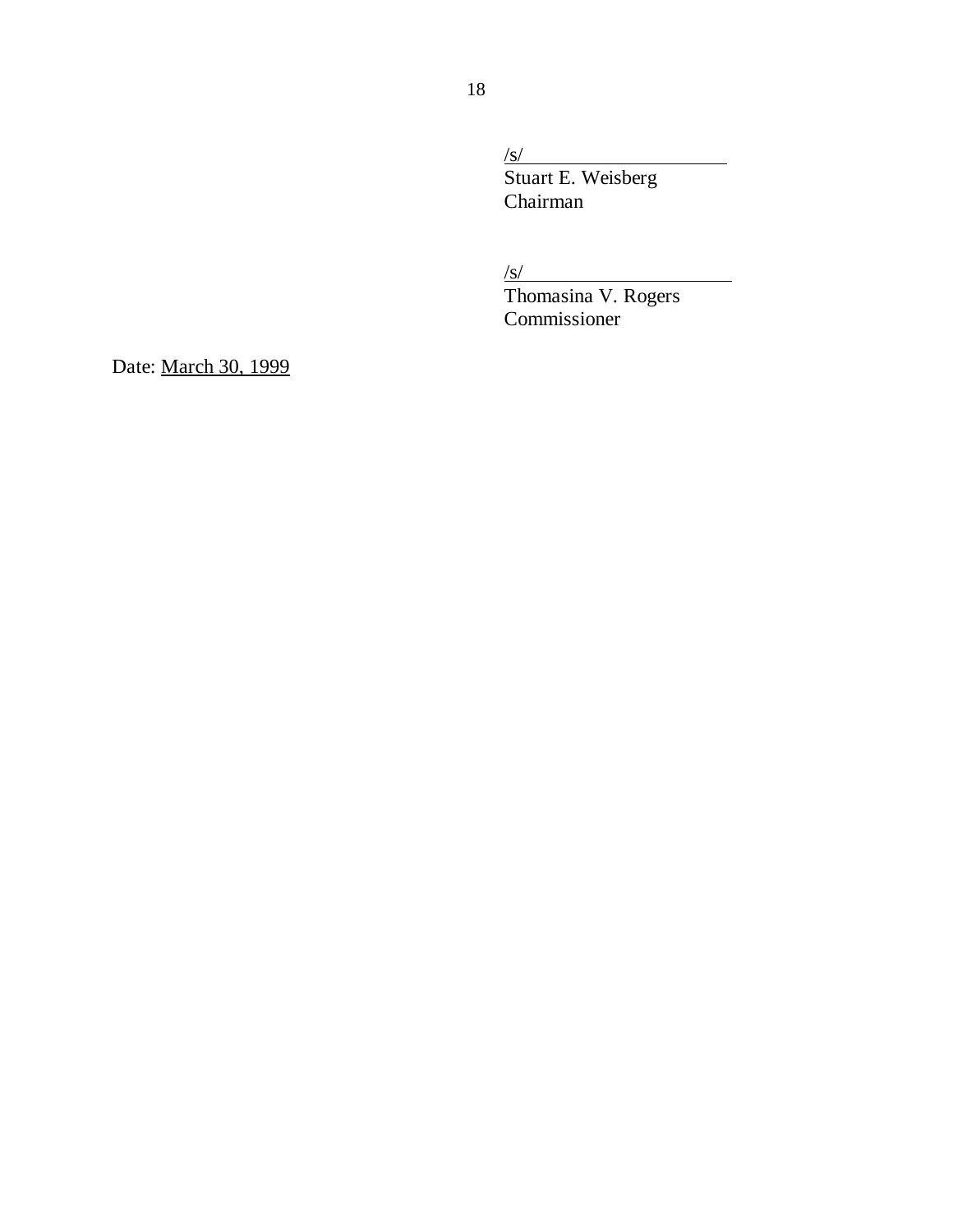/s/
Stuart E. Weisberg
Chairman

/s/
Thomasina V. Rogers
Commissioner

Date: March 30, 1999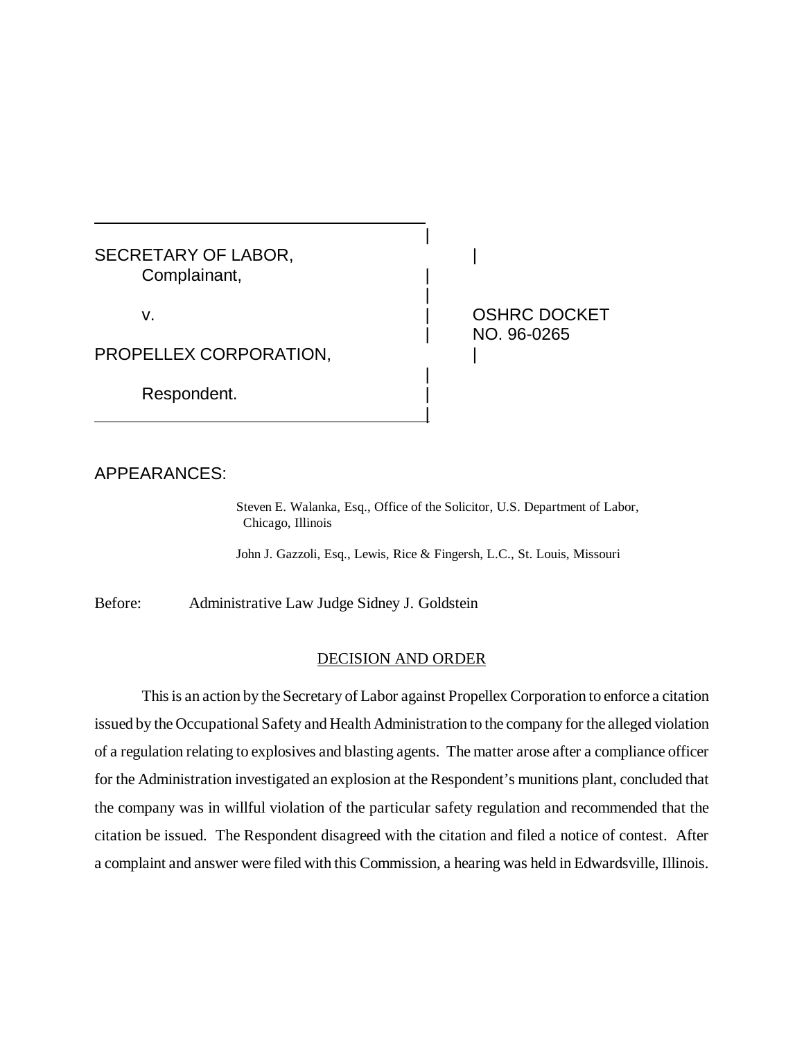SECRETARY OF LABOR,
Complainant,

v.

PROPELLEX CORPORATION,

Respondent.

OSHRC DOCKET NO. 96-0265

APPEARANCES:

Steven E. Walanka, Esq., Office of the Solicitor, U.S. Department of Labor, Chicago, Illinois

John J. Gazzoli, Esq., Lewis, Rice & Fingersh, L.C., St. Louis, Missouri

Before: Administrative Law Judge Sidney J. Goldstein

DECISION AND ORDER

This is an action by the Secretary of Labor against Propellex Corporation to enforce a citation issued by the Occupational Safety and Health Administration to the company for the alleged violation of a regulation relating to explosives and blasting agents. The matter arose after a compliance officer for the Administration investigated an explosion at the Respondent's munitions plant, concluded that the company was in willful violation of the particular safety regulation and recommended that the citation be issued. The Respondent disagreed with the citation and filed a notice of contest. After a complaint and answer were filed with this Commission, a hearing was held in Edwardsville, Illinois.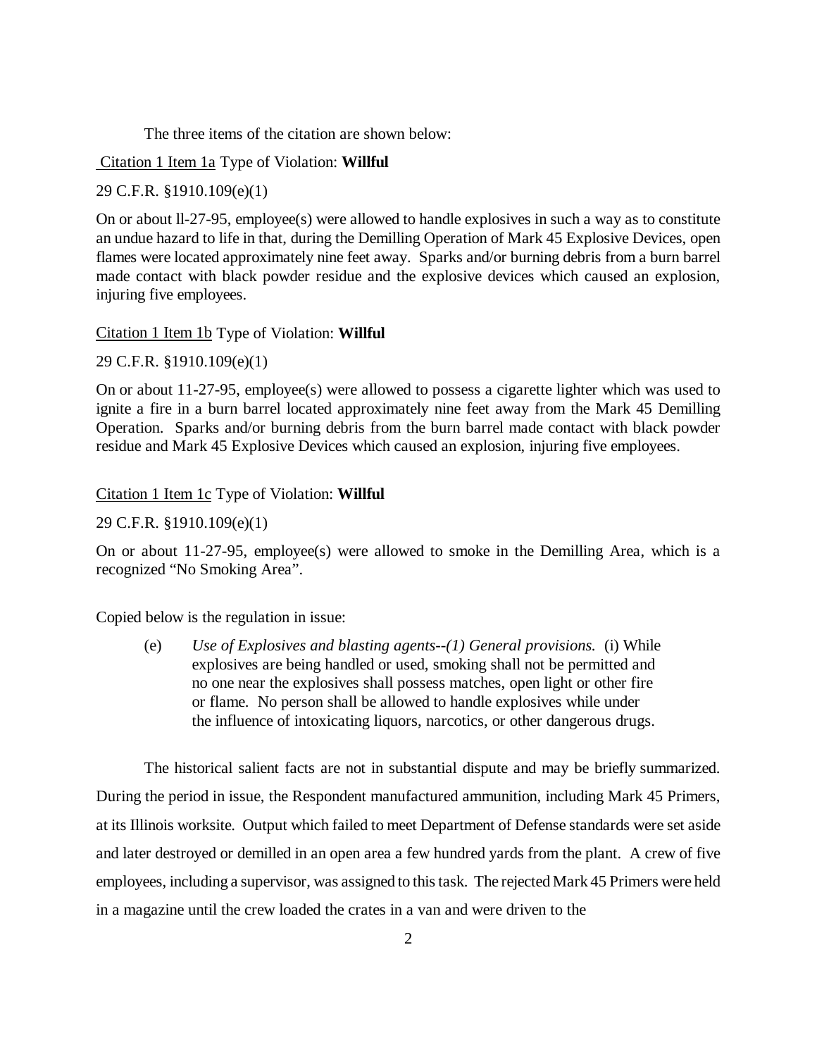The three items of the citation are shown below:

Citation 1 Item 1a Type of Violation: **Willful**

29 C.F.R. §1910.109(e)(1)

On or about ll-27-95, employee(s) were allowed to handle explosives in such a way as to constitute an undue hazard to life in that, during the Demilling Operation of Mark 45 Explosive Devices, open flames were located approximately nine feet away. Sparks and/or burning debris from a burn barrel made contact with black powder residue and the explosive devices which caused an explosion, injuring five employees.

Citation 1 Item 1b Type of Violation: **Willful**

29 C.F.R. §1910.109(e)(1)

On or about 11-27-95, employee(s) were allowed to possess a cigarette lighter which was used to ignite a fire in a burn barrel located approximately nine feet away from the Mark 45 Demilling Operation. Sparks and/or burning debris from the burn barrel made contact with black powder residue and Mark 45 Explosive Devices which caused an explosion, injuring five employees.

Citation 1 Item 1c Type of Violation: **Willful**

29 C.F.R. §1910.109(e)(1)

On or about 11-27-95, employee(s) were allowed to smoke in the Demilling Area, which is a recognized "No Smoking Area".

Copied below is the regulation in issue:

> (e) *Use of Explosives and blasting agents--(1) General provisions.* (i) While explosives are being handled or used, smoking shall not be permitted and no one near the explosives shall possess matches, open light or other fire or flame. No person shall be allowed to handle explosives while under the influence of intoxicating liquors, narcotics, or other dangerous drugs.

The historical salient facts are not in substantial dispute and may be briefly summarized. During the period in issue, the Respondent manufactured ammunition, including Mark 45 Primers, at its Illinois worksite. Output which failed to meet Department of Defense standards were set aside and later destroyed or demilled in an open area a few hundred yards from the plant. A crew of five employees, including a supervisor, was assigned to this task. The rejected Mark 45 Primers were held in a magazine until the crew loaded the crates in a van and were driven to the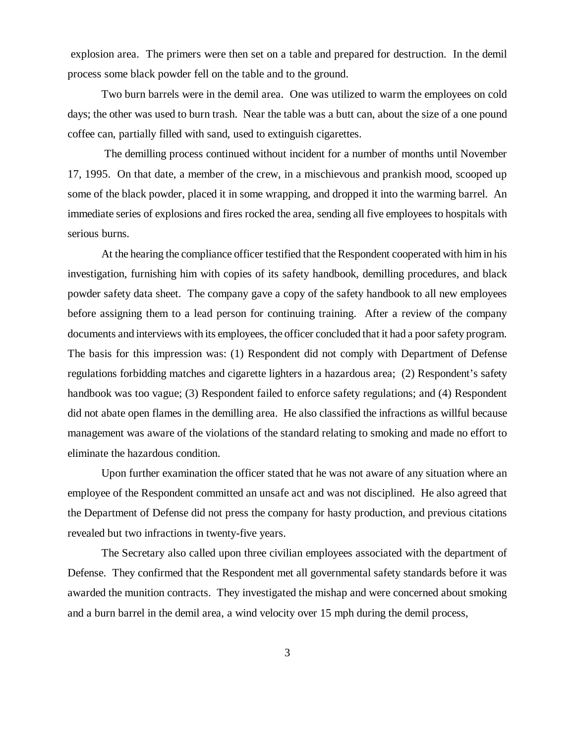explosion area. The primers were then set on a table and prepared for destruction. In the demil process some black powder fell on the table and to the ground.

Two burn barrels were in the demil area. One was utilized to warm the employees on cold days; the other was used to burn trash. Near the table was a butt can, about the size of a one pound coffee can, partially filled with sand, used to extinguish cigarettes.

The demilling process continued without incident for a number of months until November 17, 1995. On that date, a member of the crew, in a mischievous and prankish mood, scooped up some of the black powder, placed it in some wrapping, and dropped it into the warming barrel. An immediate series of explosions and fires rocked the area, sending all five employees to hospitals with serious burns.

At the hearing the compliance officer testified that the Respondent cooperated with him in his investigation, furnishing him with copies of its safety handbook, demilling procedures, and black powder safety data sheet. The company gave a copy of the safety handbook to all new employees before assigning them to a lead person for continuing training. After a review of the company documents and interviews with its employees, the officer concluded that it had a poor safety program. The basis for this impression was: (1) Respondent did not comply with Department of Defense regulations forbidding matches and cigarette lighters in a hazardous area; (2) Respondent's safety handbook was too vague; (3) Respondent failed to enforce safety regulations; and (4) Respondent did not abate open flames in the demilling area. He also classified the infractions as willful because management was aware of the violations of the standard relating to smoking and made no effort to eliminate the hazardous condition.

Upon further examination the officer stated that he was not aware of any situation where an employee of the Respondent committed an unsafe act and was not disciplined. He also agreed that the Department of Defense did not press the company for hasty production, and previous citations revealed but two infractions in twenty-five years.

The Secretary also called upon three civilian employees associated with the department of Defense. They confirmed that the Respondent met all governmental safety standards before it was awarded the munition contracts. They investigated the mishap and were concerned about smoking and a burn barrel in the demil area, a wind velocity over 15 mph during the demil process,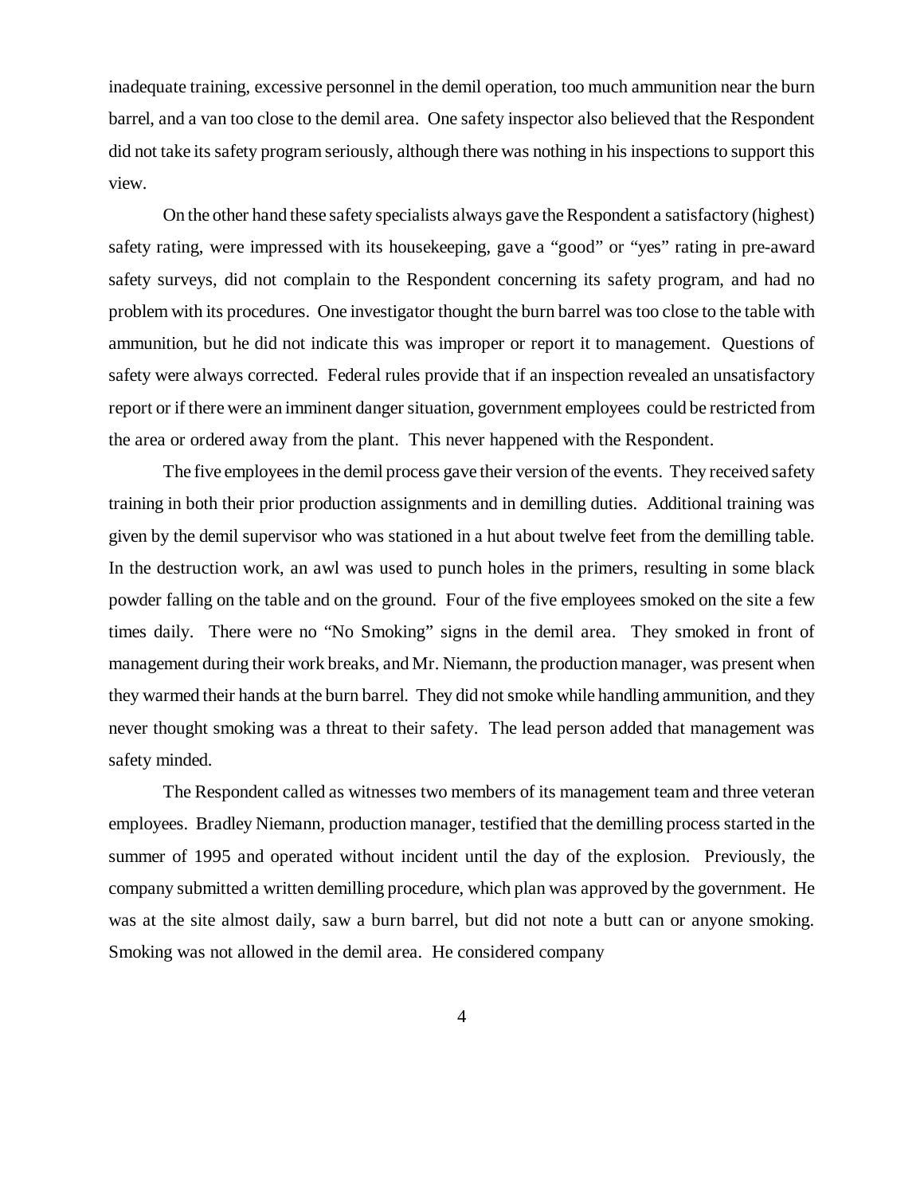inadequate training, excessive personnel in the demil operation, too much ammunition near the burn barrel, and a van too close to the demil area. One safety inspector also believed that the Respondent did not take its safety program seriously, although there was nothing in his inspections to support this view.

On the other hand these safety specialists always gave the Respondent a satisfactory (highest) safety rating, were impressed with its housekeeping, gave a "good" or "yes" rating in pre-award safety surveys, did not complain to the Respondent concerning its safety program, and had no problem with its procedures. One investigator thought the burn barrel was too close to the table with ammunition, but he did not indicate this was improper or report it to management. Questions of safety were always corrected. Federal rules provide that if an inspection revealed an unsatisfactory report or if there were an imminent danger situation, government employees could be restricted from the area or ordered away from the plant. This never happened with the Respondent.

The five employees in the demil process gave their version of the events. They received safety training in both their prior production assignments and in demilling duties. Additional training was given by the demil supervisor who was stationed in a hut about twelve feet from the demilling table. In the destruction work, an awl was used to punch holes in the primers, resulting in some black powder falling on the table and on the ground. Four of the five employees smoked on the site a few times daily. There were no "No Smoking" signs in the demil area. They smoked in front of management during their work breaks, and Mr. Niemann, the production manager, was present when they warmed their hands at the burn barrel. They did not smoke while handling ammunition, and they never thought smoking was a threat to their safety. The lead person added that management was safety minded.

The Respondent called as witnesses two members of its management team and three veteran employees. Bradley Niemann, production manager, testified that the demilling process started in the summer of 1995 and operated without incident until the day of the explosion. Previously, the company submitted a written demilling procedure, which plan was approved by the government. He was at the site almost daily, saw a burn barrel, but did not note a butt can or anyone smoking. Smoking was not allowed in the demil area. He considered company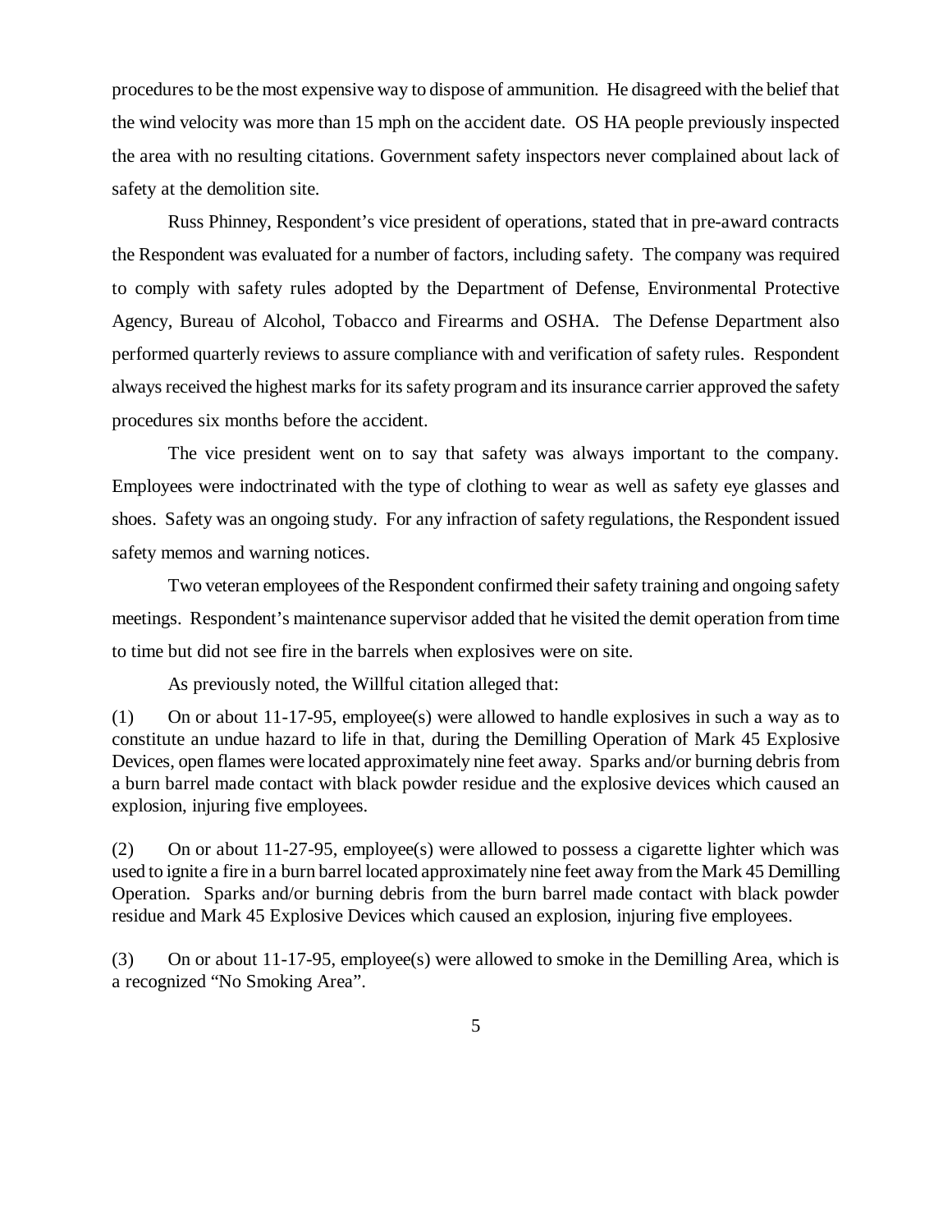procedures to be the most expensive way to dispose of ammunition. He disagreed with the belief that the wind velocity was more than 15 mph on the accident date. OS HA people previously inspected the area with no resulting citations. Government safety inspectors never complained about lack of safety at the demolition site.

Russ Phinney, Respondent's vice president of operations, stated that in pre-award contracts the Respondent was evaluated for a number of factors, including safety. The company was required to comply with safety rules adopted by the Department of Defense, Environmental Protective Agency, Bureau of Alcohol, Tobacco and Firearms and OSHA. The Defense Department also performed quarterly reviews to assure compliance with and verification of safety rules. Respondent always received the highest marks for its safety program and its insurance carrier approved the safety procedures six months before the accident.

The vice president went on to say that safety was always important to the company. Employees were indoctrinated with the type of clothing to wear as well as safety eye glasses and shoes. Safety was an ongoing study. For any infraction of safety regulations, the Respondent issued safety memos and warning notices.

Two veteran employees of the Respondent confirmed their safety training and ongoing safety meetings. Respondent's maintenance supervisor added that he visited the demit operation from time to time but did not see fire in the barrels when explosives were on site.

As previously noted, the Willful citation alleged that:

(1) On or about 11-17-95, employee(s) were allowed to handle explosives in such a way as to constitute an undue hazard to life in that, during the Demilling Operation of Mark 45 Explosive Devices, open flames were located approximately nine feet away. Sparks and/or burning debris from a burn barrel made contact with black powder residue and the explosive devices which caused an explosion, injuring five employees.

(2) On or about 11-27-95, employee(s) were allowed to possess a cigarette lighter which was used to ignite a fire in a burn barrel located approximately nine feet away from the Mark 45 Demilling Operation. Sparks and/or burning debris from the burn barrel made contact with black powder residue and Mark 45 Explosive Devices which caused an explosion, injuring five employees.

(3) On or about 11-17-95, employee(s) were allowed to smoke in the Demilling Area, which is a recognized "No Smoking Area".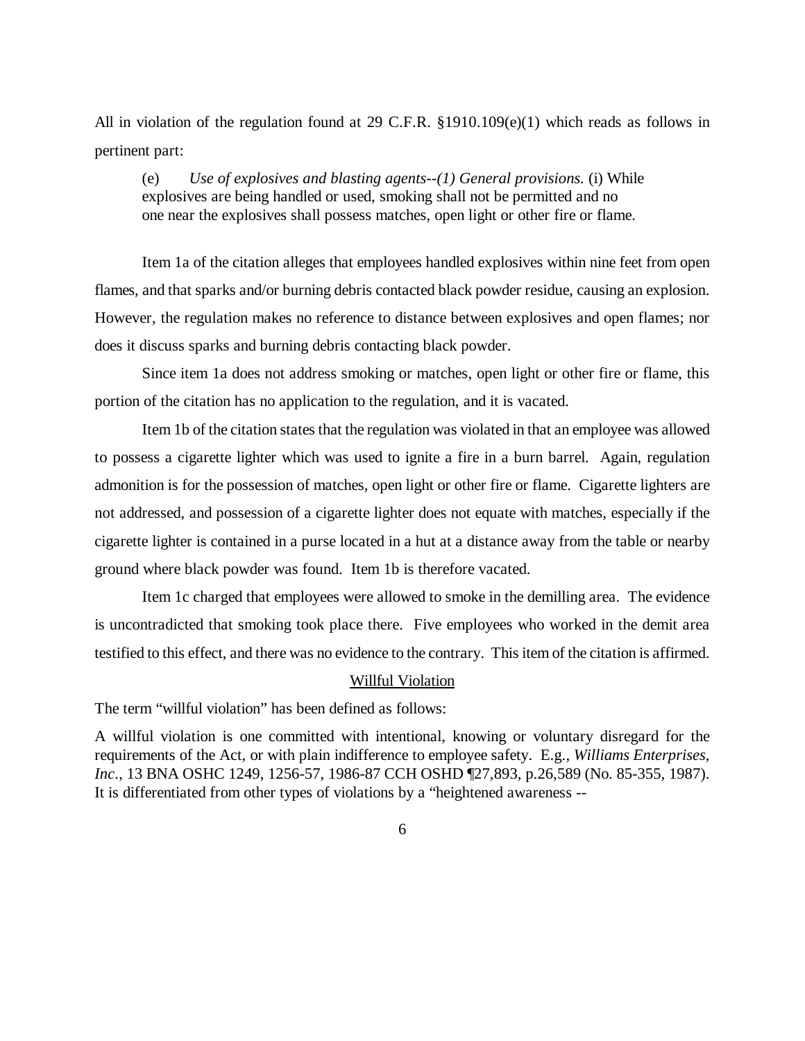All in violation of the regulation found at 29 C.F.R. §1910.109(e)(1) which reads as follows in pertinent part:

> (e) *Use of explosives and blasting agents--(1) General provisions.* (i) While explosives are being handled or used, smoking shall not be permitted and no one near the explosives shall possess matches, open light or other fire or flame.

Item 1a of the citation alleges that employees handled explosives within nine feet from open flames, and that sparks and/or burning debris contacted black powder residue, causing an explosion. However, the regulation makes no reference to distance between explosives and open flames; nor does it discuss sparks and burning debris contacting black powder.

Since item 1a does not address smoking or matches, open light or other fire or flame, this portion of the citation has no application to the regulation, and it is vacated.

Item 1b of the citation states that the regulation was violated in that an employee was allowed to possess a cigarette lighter which was used to ignite a fire in a burn barrel. Again, regulation admonition is for the possession of matches, open light or other fire or flame. Cigarette lighters are not addressed, and possession of a cigarette lighter does not equate with matches, especially if the cigarette lighter is contained in a purse located in a hut at a distance away from the table or nearby ground where black powder was found. Item 1b is therefore vacated.

Item 1c charged that employees were allowed to smoke in the demilling area. The evidence is uncontradicted that smoking took place there. Five employees who worked in the demit area testified to this effect, and there was no evidence to the contrary. This item of the citation is affirmed.

## Willful Violation

The term "willful violation" has been defined as follows:

A willful violation is one committed with intentional, knowing or voluntary disregard for the requirements of the Act, or with plain indifference to employee safety. E.g., *Williams Enterprises, Inc.*, 13 BNA OSHC 1249, 1256-57, 1986-87 CCH OSHD ¶27,893, p.26,589 (No. 85-355, 1987). It is differentiated from other types of violations by a "heightened awareness --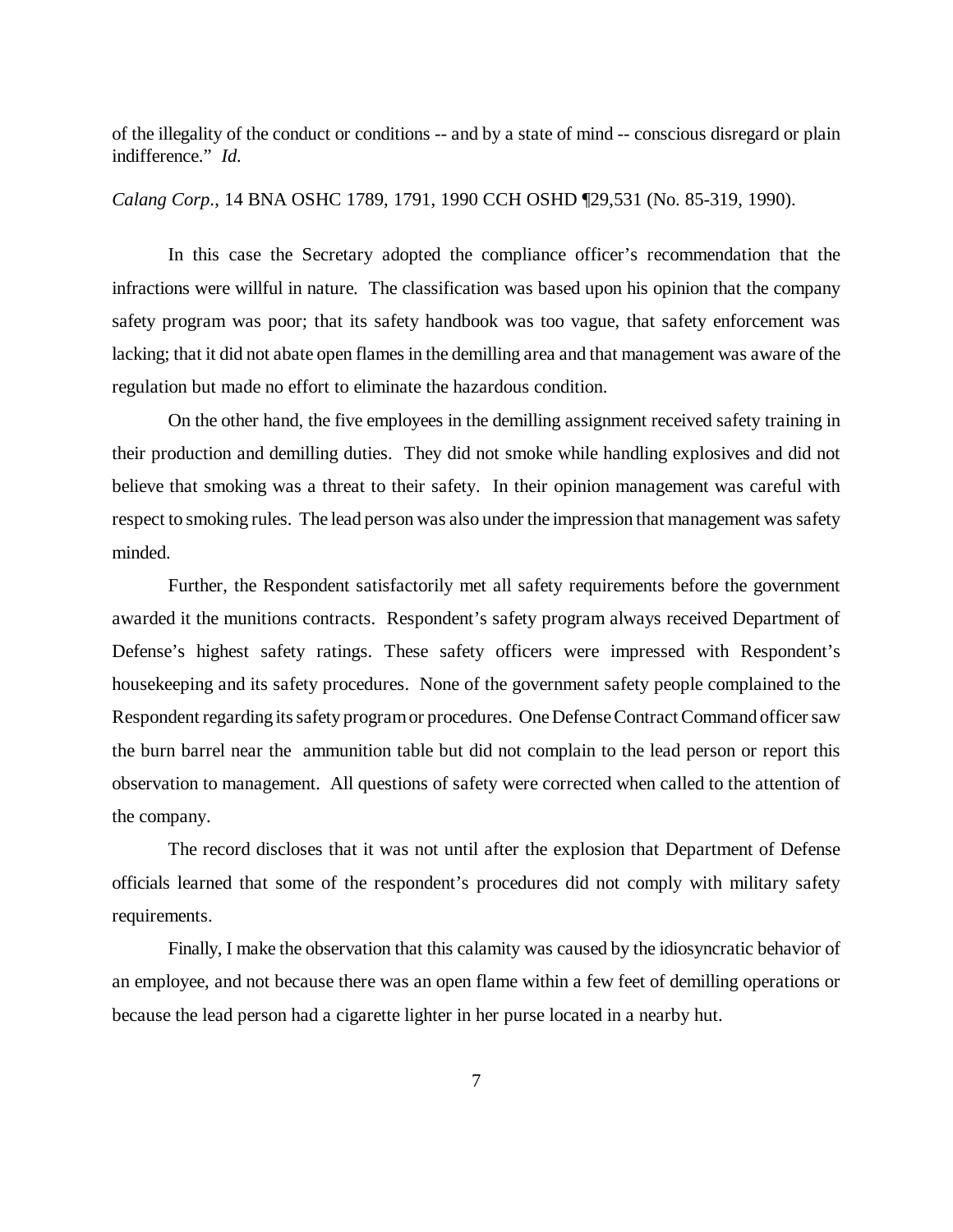of the illegality of the conduct or conditions -- and by a state of mind -- conscious disregard or plain indifference." *Id.*

*Calang Corp.*, 14 BNA OSHC 1789, 1791, 1990 CCH OSHD ¶29,531 (No. 85-319, 1990).

In this case the Secretary adopted the compliance officer's recommendation that the infractions were willful in nature. The classification was based upon his opinion that the company safety program was poor; that its safety handbook was too vague, that safety enforcement was lacking; that it did not abate open flames in the demilling area and that management was aware of the regulation but made no effort to eliminate the hazardous condition.

On the other hand, the five employees in the demilling assignment received safety training in their production and demilling duties. They did not smoke while handling explosives and did not believe that smoking was a threat to their safety. In their opinion management was careful with respect to smoking rules. The lead person was also under the impression that management was safety minded.

Further, the Respondent satisfactorily met all safety requirements before the government awarded it the munitions contracts. Respondent's safety program always received Department of Defense's highest safety ratings. These safety officers were impressed with Respondent's housekeeping and its safety procedures. None of the government safety people complained to the Respondent regarding its safety program or procedures. One Defense Contract Command officer saw the burn barrel near the ammunition table but did not complain to the lead person or report this observation to management. All questions of safety were corrected when called to the attention of the company.

The record discloses that it was not until after the explosion that Department of Defense officials learned that some of the respondent's procedures did not comply with military safety requirements.

Finally, I make the observation that this calamity was caused by the idiosyncratic behavior of an employee, and not because there was an open flame within a few feet of demilling operations or because the lead person had a cigarette lighter in her purse located in a nearby hut.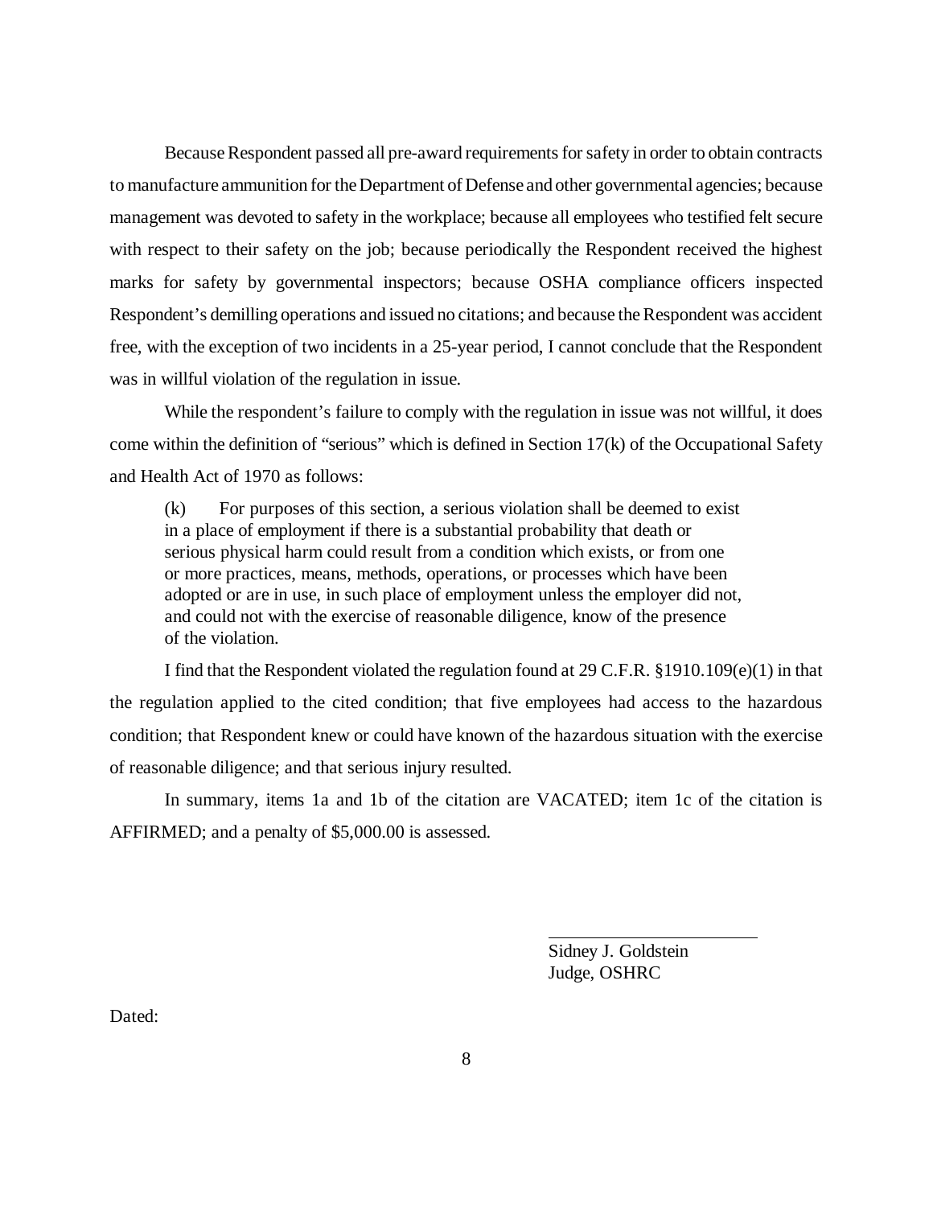Because Respondent passed all pre-award requirements for safety in order to obtain contracts to manufacture ammunition for the Department of Defense and other governmental agencies; because management was devoted to safety in the workplace; because all employees who testified felt secure with respect to their safety on the job; because periodically the Respondent received the highest marks for safety by governmental inspectors; because OSHA compliance officers inspected Respondent's demilling operations and issued no citations; and because the Respondent was accident free, with the exception of two incidents in a 25-year period, I cannot conclude that the Respondent was in willful violation of the regulation in issue.

While the respondent's failure to comply with the regulation in issue was not willful, it does come within the definition of "serious" which is defined in Section 17(k) of the Occupational Safety and Health Act of 1970 as follows:

> (k) For purposes of this section, a serious violation shall be deemed to exist in a place of employment if there is a substantial probability that death or serious physical harm could result from a condition which exists, or from one or more practices, means, methods, operations, or processes which have been adopted or are in use, in such place of employment unless the employer did not, and could not with the exercise of reasonable diligence, know of the presence of the violation.

I find that the Respondent violated the regulation found at 29 C.F.R. §1910.109(e)(1) in that the regulation applied to the cited condition; that five employees had access to the hazardous condition; that Respondent knew or could have known of the hazardous situation with the exercise of reasonable diligence; and that serious injury resulted.

In summary, items 1a and 1b of the citation are VACATED; item 1c of the citation is AFFIRMED; and a penalty of $5,000.00 is assessed.

Sidney J. Goldstein
Judge, OSHRC

Dated: